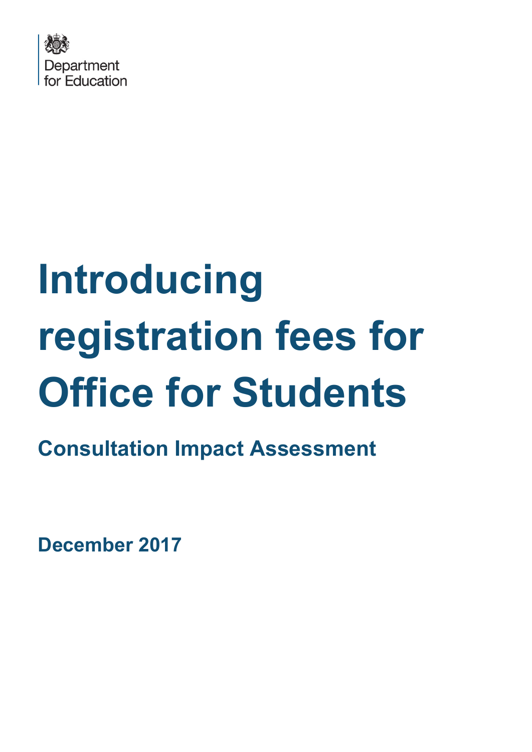Department for Education

# Introducing registration fees for Office for Students

## Consultation Impact Assessment

**December 2017**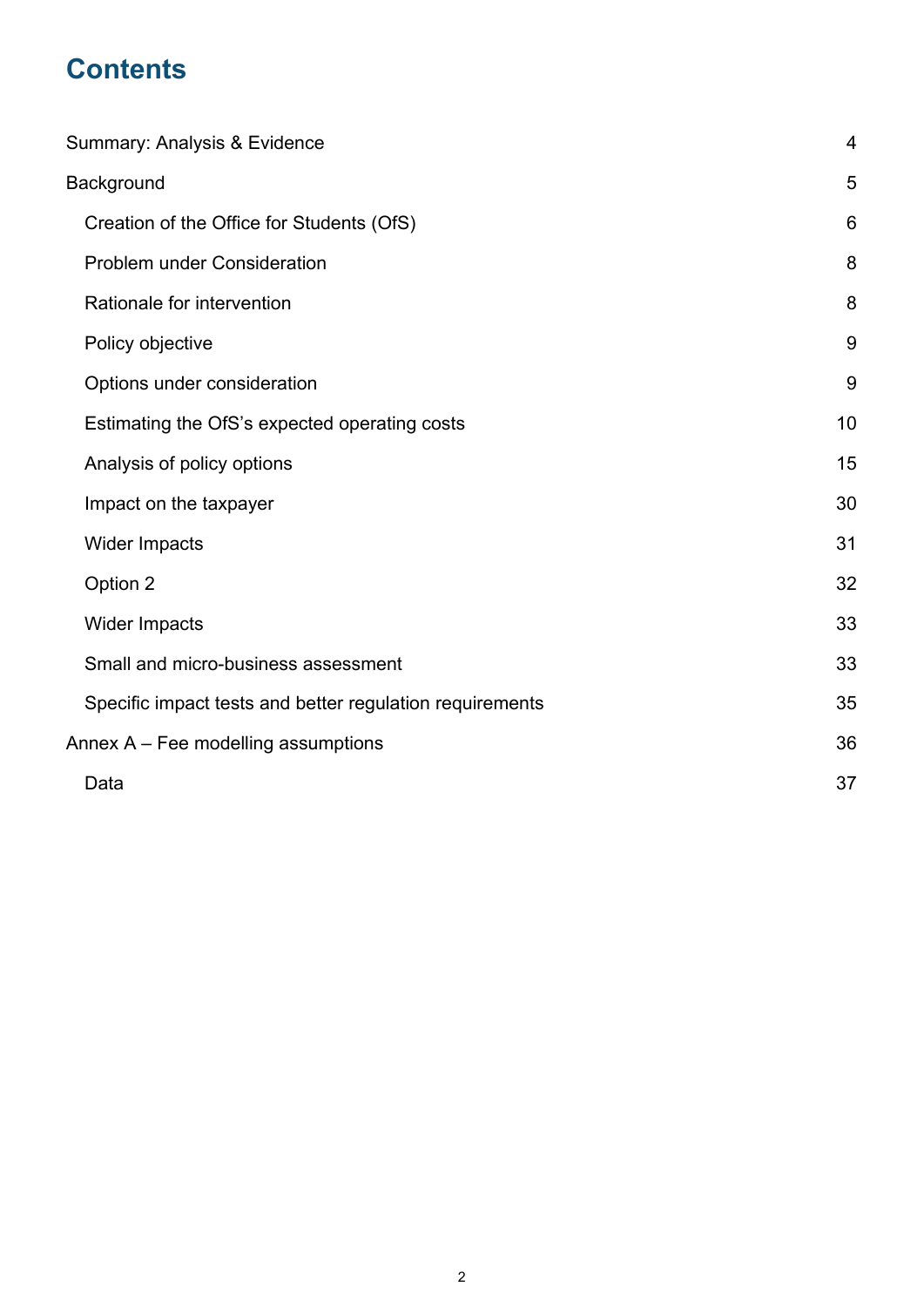# Contents

- Summary: Analysis & Evidence 4
- Background 5
  - Creation of the Office for Students (OfS) 6
  - Problem under Consideration 8
  - Rationale for intervention 8
  - Policy objective 9
  - Options under consideration 9
  - Estimating the OfS's expected operating costs 10
  - Analysis of policy options 15
  - Impact on the taxpayer 30
  - Wider Impacts 31
  - Option 2 32
  - Wider Impacts 33
  - Small and micro-business assessment 33
  - Specific impact tests and better regulation requirements 35
- Annex A – Fee modelling assumptions 36
  - Data 37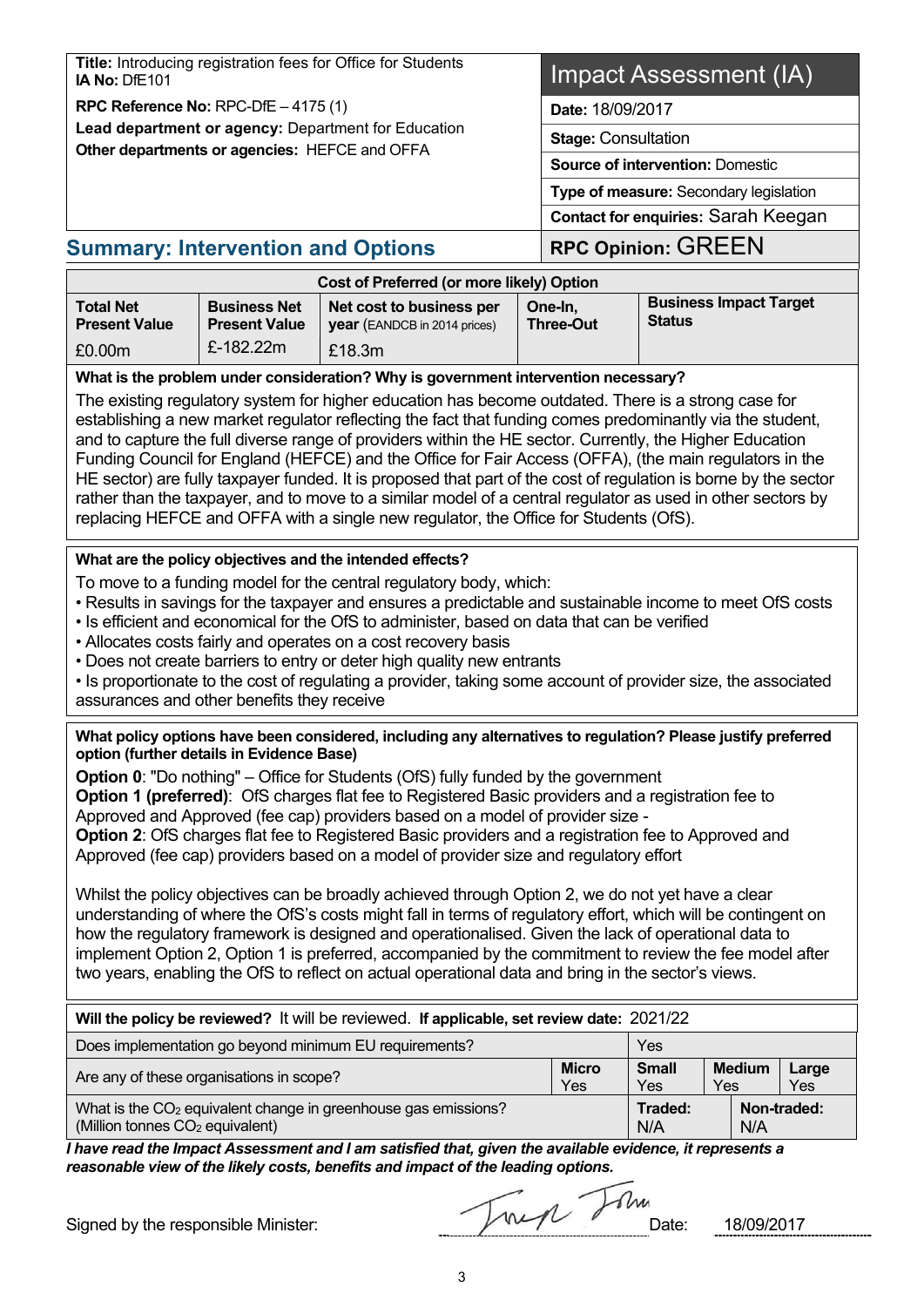**Title:** Introducing registration fees for Office for Students
**IA No:** DfE101

**RPC Reference No:** RPC-DfE – 4175 (1)

**Lead department or agency:** Department for Education

**Other departments or agencies:** HEFCE and OFFA

# Impact Assessment (IA)

**Date:** 18/09/2017

**Stage:** Consultation

**Source of intervention:** Domestic

**Type of measure:** Secondary legislation

**Contact for enquiries:** Sarah Keegan

## Summary: Intervention and Options

**RPC Opinion:** GREEN

| Cost of Preferred (or more likely) Option | | | | |
|---|---|---|---|---|
| **Total Net Present Value** | **Business Net Present Value** | **Net cost to business per year** (EANDCB in 2014 prices) | **One-In, Three-Out** | **Business Impact Target Status** |
| £0.00m | £-182.22m | £18.3m | | |

**What is the problem under consideration? Why is government intervention necessary?**

The existing regulatory system for higher education has become outdated. There is a strong case for establishing a new market regulator reflecting the fact that funding comes predominantly via the student, and to capture the full diverse range of providers within the HE sector. Currently, the Higher Education Funding Council for England (HEFCE) and the Office for Fair Access (OFFA), (the main regulators in the HE sector) are fully taxpayer funded. It is proposed that part of the cost of regulation is borne by the sector rather than the taxpayer, and to move to a similar model of a central regulator as used in other sectors by replacing HEFCE and OFFA with a single new regulator, the Office for Students (OfS).

**What are the policy objectives and the intended effects?**

To move to a funding model for the central regulatory body, which:

- Results in savings for the taxpayer and ensures a predictable and sustainable income to meet OfS costs
- Is efficient and economical for the OfS to administer, based on data that can be verified
- Allocates costs fairly and operates on a cost recovery basis
- Does not create barriers to entry or deter high quality new entrants
- Is proportionate to the cost of regulating a provider, taking some account of provider size, the associated assurances and other benefits they receive

**What policy options have been considered, including any alternatives to regulation? Please justify preferred option (further details in Evidence Base)**

**Option 0**: "Do nothing" – Office for Students (OfS) fully funded by the government
**Option 1 (preferred)**: OfS charges flat fee to Registered Basic providers and a registration fee to Approved and Approved (fee cap) providers based on a model of provider size -
**Option 2**: OfS charges flat fee to Registered Basic providers and a registration fee to Approved and Approved (fee cap) providers based on a model of provider size and regulatory effort

Whilst the policy objectives can be broadly achieved through Option 2, we do not yet have a clear understanding of where the OfS's costs might fall in terms of regulatory effort, which will be contingent on how the regulatory framework is designed and operationalised. Given the lack of operational data to implement Option 2, Option 1 is preferred, accompanied by the commitment to review the fee model after two years, enabling the OfS to reflect on actual operational data and bring in the sector's views.

| **Will the policy be reviewed?** It will be reviewed. **If applicable, set review date:** 2021/22 | | | | |
|---|---|---|---|---|
| Does implementation go beyond minimum EU requirements? | | Yes | | |
| Are any of these organisations in scope? | **Micro** Yes | **Small** Yes | **Medium** Yes | **Large** Yes |
| What is the $CO_2$ equivalent change in greenhouse gas emissions? (Million tonnes $CO_2$ equivalent) | | **Traded:** N/A | **Non-traded:** N/A | |

***I have read the Impact Assessment and I am satisfied that, given the available evidence, it represents a reasonable view of the likely costs, benefits and impact of the leading options.***

Signed by the responsible Minister: Date: 18/09/2017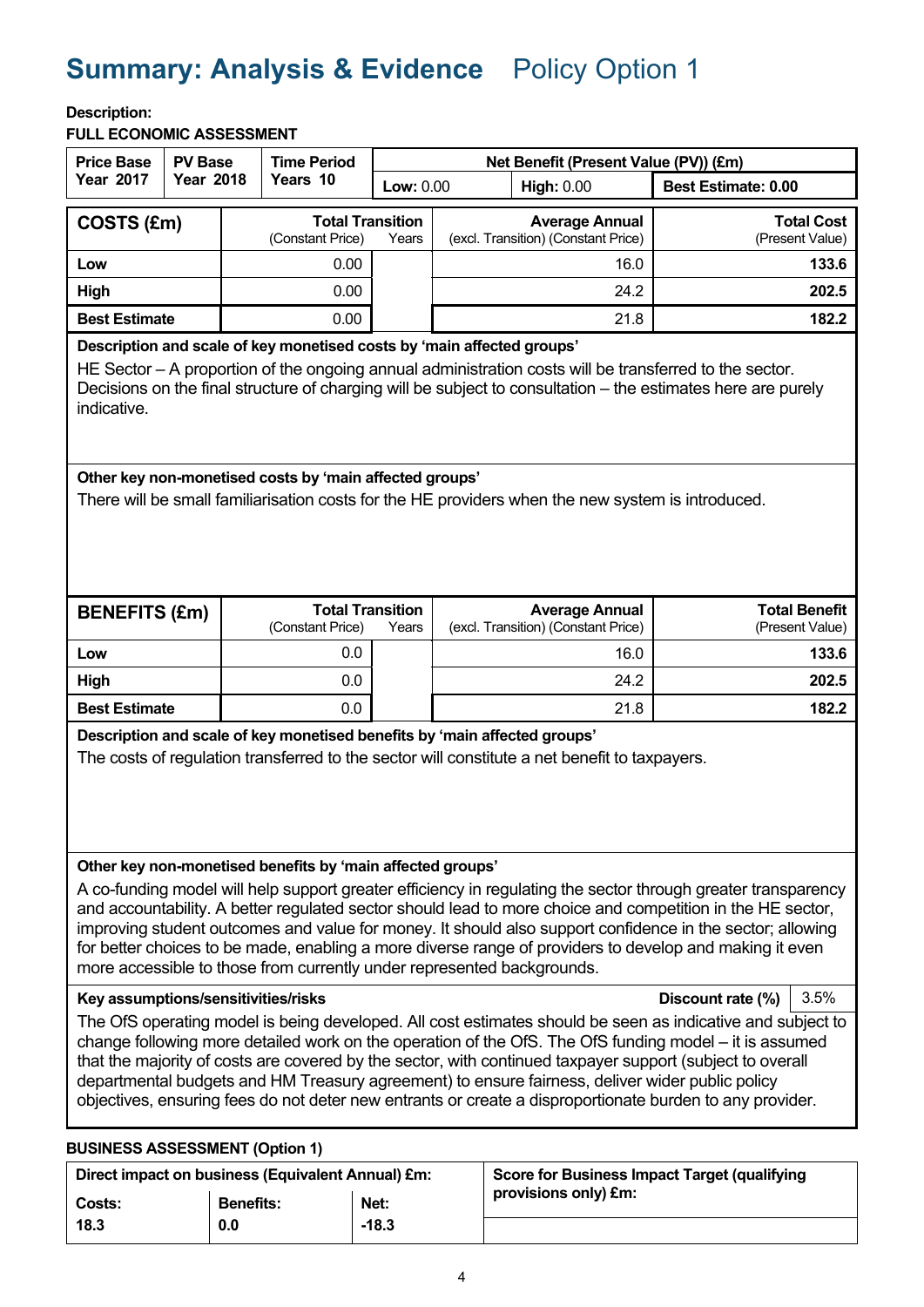# Summary: Analysis & Evidence Policy Option 1

**Description:**

**FULL ECONOMIC ASSESSMENT**

| Price Base Year 2017 | PV Base Year 2018 | Time Period Years 10 | Net Benefit (Present Value (PV)) (£m) | | |
|---|---|---|---|---|---|
| | | | **Low:** 0.00 | **High:** 0.00 | **Best Estimate: 0.00** |

| **COSTS (£m)** | **Total Transition** (Constant Price) | Years | **Average Annual** (excl. Transition) (Constant Price) | **Total Cost** (Present Value) |
|---|---|---|---|---|
| **Low** | 0.00 | | 16.0 | **133.6** |
| **High** | 0.00 | | 24.2 | **202.5** |
| **Best Estimate** | 0.00 | | 21.8 | **182.2** |

**Description and scale of key monetised costs by 'main affected groups'**

HE Sector – A proportion of the ongoing annual administration costs will be transferred to the sector. Decisions on the final structure of charging will be subject to consultation – the estimates here are purely indicative.

**Other key non-monetised costs by 'main affected groups'**

There will be small familiarisation costs for the HE providers when the new system is introduced.

| **BENEFITS (£m)** | **Total Transition** (Constant Price) | Years | **Average Annual** (excl. Transition) (Constant Price) | **Total Benefit** (Present Value) |
|---|---|---|---|---|
| **Low** | 0.0 | | 16.0 | **133.6** |
| **High** | 0.0 | | 24.2 | **202.5** |
| **Best Estimate** | 0.0 | | 21.8 | **182.2** |

**Description and scale of key monetised benefits by 'main affected groups'**

The costs of regulation transferred to the sector will constitute a net benefit to taxpayers.

**Other key non-monetised benefits by 'main affected groups'**

A co-funding model will help support greater efficiency in regulating the sector through greater transparency and accountability. A better regulated sector should lead to more choice and competition in the HE sector, improving student outcomes and value for money. It should also support confidence in the sector; allowing for better choices to be made, enabling a more diverse range of providers to develop and making it even more accessible to those from currently under represented backgrounds.

**Key assumptions/sensitivities/risks** — **Discount rate (%)** 3.5%

The OfS operating model is being developed. All cost estimates should be seen as indicative and subject to change following more detailed work on the operation of the OfS. The OfS funding model – it is assumed that the majority of costs are covered by the sector, with continued taxpayer support (subject to overall departmental budgets and HM Treasury agreement) to ensure fairness, deliver wider public policy objectives, ensuring fees do not deter new entrants or create a disproportionate burden to any provider.

**BUSINESS ASSESSMENT (Option 1)**

| Direct impact on business (Equivalent Annual) £m: | | | Score for Business Impact Target (qualifying provisions only) £m: |
|---|---|---|---|
| **Costs:** 18.3 | **Benefits:** 0.0 | **Net:** -18.3 | |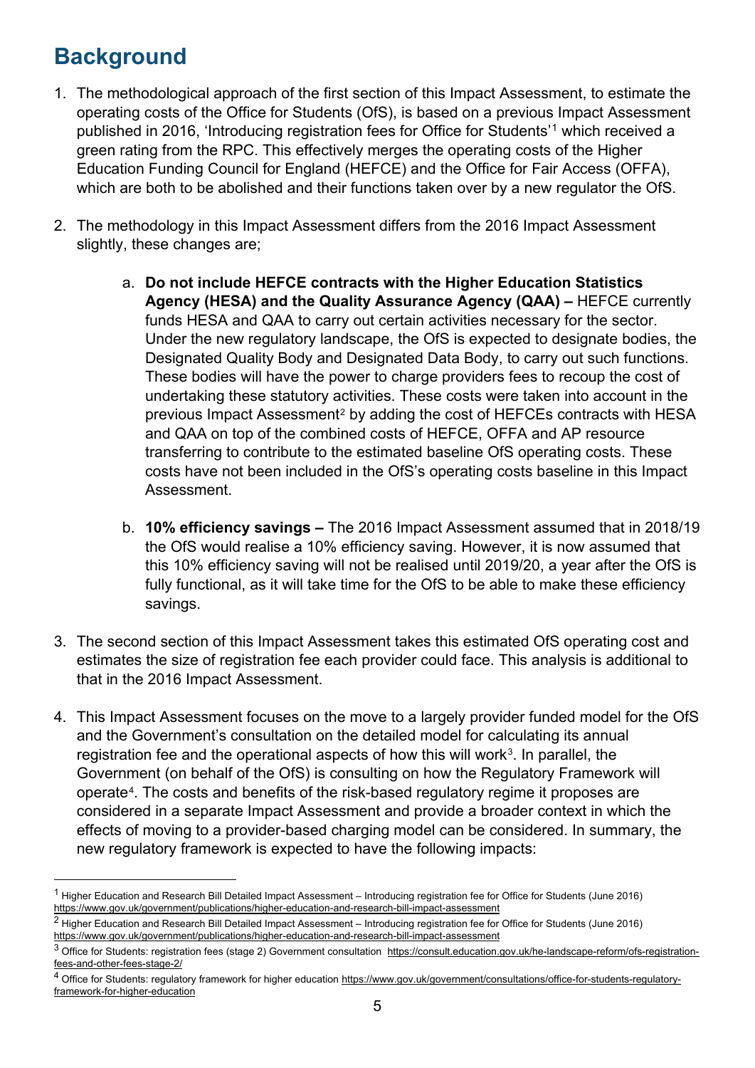## Background

1. The methodological approach of the first section of this Impact Assessment, to estimate the operating costs of the Office for Students (OfS), is based on a previous Impact Assessment published in 2016, 'Introducing registration fees for Office for Students'[1] which received a green rating from the RPC. This effectively merges the operating costs of the Higher Education Funding Council for England (HEFCE) and the Office for Fair Access (OFFA), which are both to be abolished and their functions taken over by a new regulator the OfS.

2. The methodology in this Impact Assessment differs from the 2016 Impact Assessment slightly, these changes are;

   a. **Do not include HEFCE contracts with the Higher Education Statistics Agency (HESA) and the Quality Assurance Agency (QAA) –** HEFCE currently funds HESA and QAA to carry out certain activities necessary for the sector. Under the new regulatory landscape, the OfS is expected to designate bodies, the Designated Quality Body and Designated Data Body, to carry out such functions. These bodies will have the power to charge providers fees to recoup the cost of undertaking these statutory activities. These costs were taken into account in the previous Impact Assessment[2] by adding the cost of HEFCEs contracts with HESA and QAA on top of the combined costs of HEFCE, OFFA and AP resource transferring to contribute to the estimated baseline OfS operating costs. These costs have not been included in the OfS's operating costs baseline in this Impact Assessment.

   b. **10% efficiency savings –** The 2016 Impact Assessment assumed that in 2018/19 the OfS would realise a 10% efficiency saving. However, it is now assumed that this 10% efficiency saving will not be realised until 2019/20, a year after the OfS is fully functional, as it will take time for the OfS to be able to make these efficiency savings.

3. The second section of this Impact Assessment takes this estimated OfS operating cost and estimates the size of registration fee each provider could face. This analysis is additional to that in the 2016 Impact Assessment.

4. This Impact Assessment focuses on the move to a largely provider funded model for the OfS and the Government's consultation on the detailed model for calculating its annual registration fee and the operational aspects of how this will work[3]. In parallel, the Government (on behalf of the OfS) is consulting on how the Regulatory Framework will operate[4]. The costs and benefits of the risk-based regulatory regime it proposes are considered in a separate Impact Assessment and provide a broader context in which the effects of moving to a provider-based charging model can be considered. In summary, the new regulatory framework is expected to have the following impacts:

---

[1] Higher Education and Research Bill Detailed Impact Assessment – Introducing registration fee for Office for Students (June 2016) https://www.gov.uk/government/publications/higher-education-and-research-bill-impact-assessment

[2] Higher Education and Research Bill Detailed Impact Assessment – Introducing registration fee for Office for Students (June 2016) https://www.gov.uk/government/publications/higher-education-and-research-bill-impact-assessment

[3] Office for Students: registration fees (stage 2) Government consultation https://consult.education.gov.uk/he-landscape-reform/ofs-registration-fees-and-other-fees-stage-2/

[4] Office for Students: regulatory framework for higher education https://www.gov.uk/government/consultations/office-for-students-regulatory-framework-for-higher-education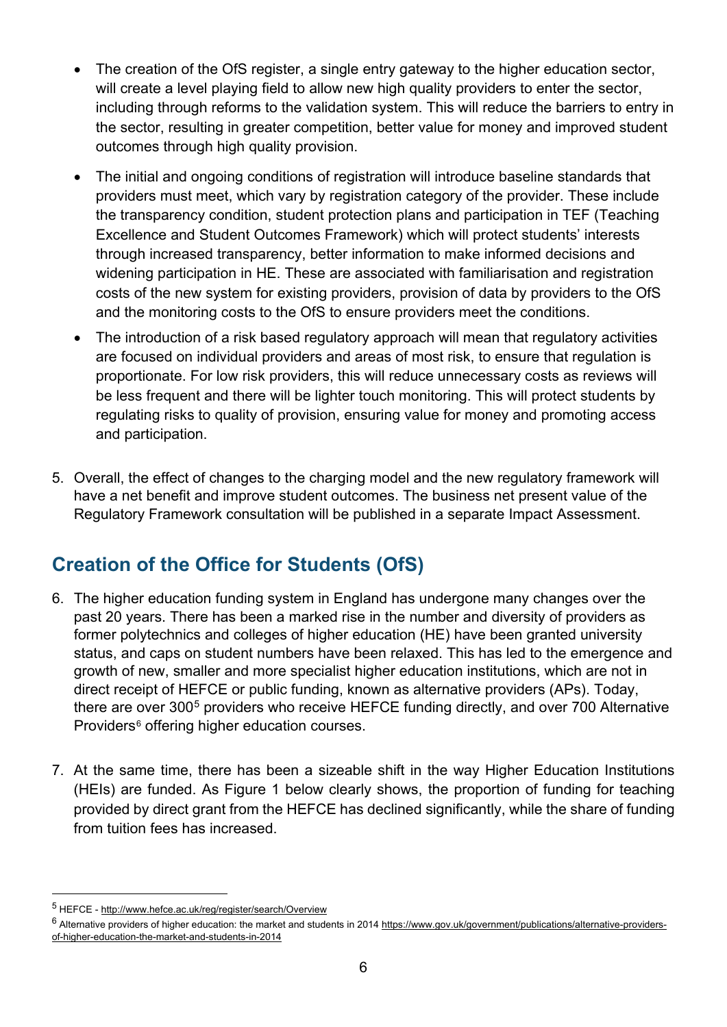- The creation of the OfS register, a single entry gateway to the higher education sector, will create a level playing field to allow new high quality providers to enter the sector, including through reforms to the validation system. This will reduce the barriers to entry in the sector, resulting in greater competition, better value for money and improved student outcomes through high quality provision.
- The initial and ongoing conditions of registration will introduce baseline standards that providers must meet, which vary by registration category of the provider. These include the transparency condition, student protection plans and participation in TEF (Teaching Excellence and Student Outcomes Framework) which will protect students' interests through increased transparency, better information to make informed decisions and widening participation in HE. These are associated with familiarisation and registration costs of the new system for existing providers, provision of data by providers to the OfS and the monitoring costs to the OfS to ensure providers meet the conditions.
- The introduction of a risk based regulatory approach will mean that regulatory activities are focused on individual providers and areas of most risk, to ensure that regulation is proportionate. For low risk providers, this will reduce unnecessary costs as reviews will be less frequent and there will be lighter touch monitoring. This will protect students by regulating risks to quality of provision, ensuring value for money and promoting access and participation.

5. Overall, the effect of changes to the charging model and the new regulatory framework will have a net benefit and improve student outcomes. The business net present value of the Regulatory Framework consultation will be published in a separate Impact Assessment.

## Creation of the Office for Students (OfS)

6. The higher education funding system in England has undergone many changes over the past 20 years. There has been a marked rise in the number and diversity of providers as former polytechnics and colleges of higher education (HE) have been granted university status, and caps on student numbers have been relaxed. This has led to the emergence and growth of new, smaller and more specialist higher education institutions, which are not in direct receipt of HEFCE or public funding, known as alternative providers (APs). Today, there are over 300[5] providers who receive HEFCE funding directly, and over 700 Alternative Providers[6] offering higher education courses.

7. At the same time, there has been a sizeable shift in the way Higher Education Institutions (HEIs) are funded. As Figure 1 below clearly shows, the proportion of funding for teaching provided by direct grant from the HEFCE has declined significantly, while the share of funding from tuition fees has increased.

---

[5] HEFCE - http://www.hefce.ac.uk/reg/register/search/Overview

[6] Alternative providers of higher education: the market and students in 2014 https://www.gov.uk/government/publications/alternative-providers-of-higher-education-the-market-and-students-in-2014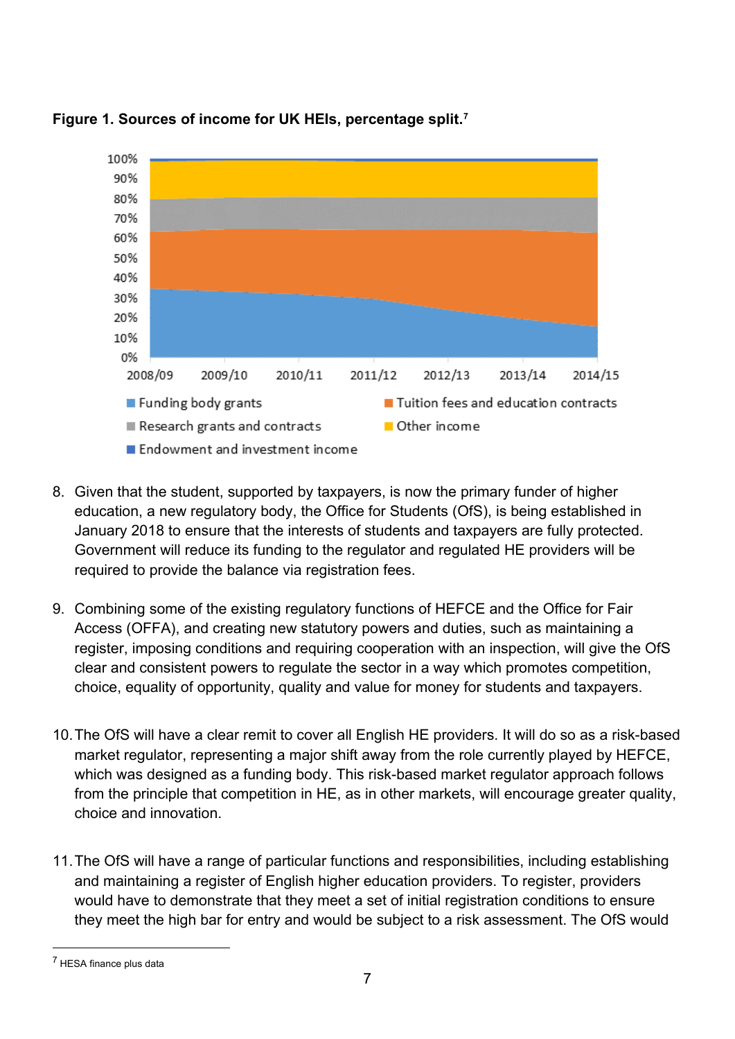**Figure 1. Sources of income for UK HEIs, percentage split.**[7]

8. Given that the student, supported by taxpayers, is now the primary funder of higher education, a new regulatory body, the Office for Students (OfS), is being established in January 2018 to ensure that the interests of students and taxpayers are fully protected. Government will reduce its funding to the regulator and regulated HE providers will be required to provide the balance via registration fees.

9. Combining some of the existing regulatory functions of HEFCE and the Office for Fair Access (OFFA), and creating new statutory powers and duties, such as maintaining a register, imposing conditions and requiring cooperation with an inspection, will give the OfS clear and consistent powers to regulate the sector in a way which promotes competition, choice, equality of opportunity, quality and value for money for students and taxpayers.

10. The OfS will have a clear remit to cover all English HE providers. It will do so as a risk-based market regulator, representing a major shift away from the role currently played by HEFCE, which was designed as a funding body. This risk-based market regulator approach follows from the principle that competition in HE, as in other markets, will encourage greater quality, choice and innovation.

11. The OfS will have a range of particular functions and responsibilities, including establishing and maintaining a register of English higher education providers. To register, providers would have to demonstrate that they meet a set of initial registration conditions to ensure they meet the high bar for entry and would be subject to a risk assessment. The OfS would

---

[7] HESA finance plus data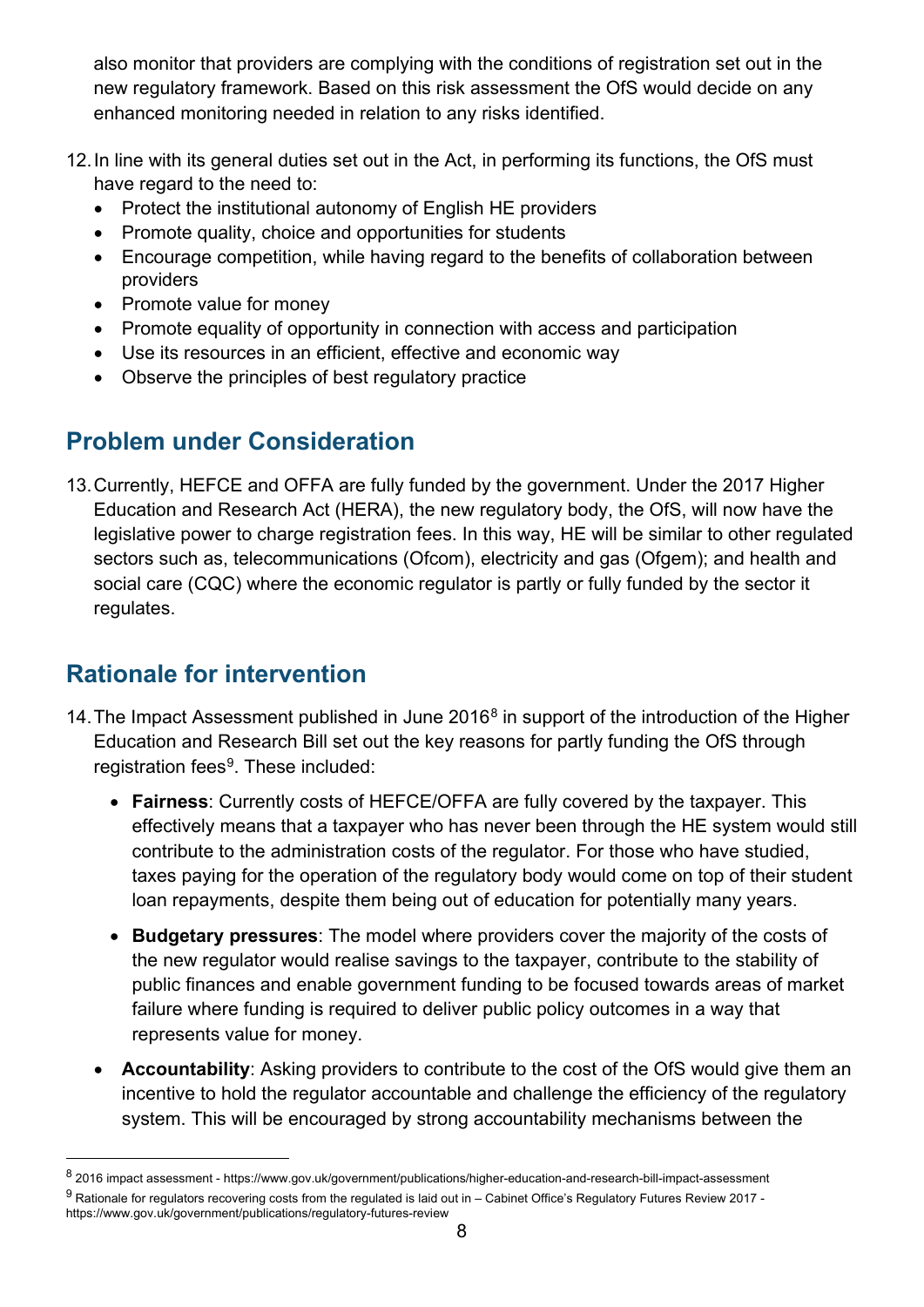also monitor that providers are complying with the conditions of registration set out in the new regulatory framework. Based on this risk assessment the OfS would decide on any enhanced monitoring needed in relation to any risks identified.

12. In line with its general duties set out in the Act, in performing its functions, the OfS must have regard to the need to:
    - Protect the institutional autonomy of English HE providers
    - Promote quality, choice and opportunities for students
    - Encourage competition, while having regard to the benefits of collaboration between providers
    - Promote value for money
    - Promote equality of opportunity in connection with access and participation
    - Use its resources in an efficient, effective and economic way
    - Observe the principles of best regulatory practice

## Problem under Consideration

13. Currently, HEFCE and OFFA are fully funded by the government. Under the 2017 Higher Education and Research Act (HERA), the new regulatory body, the OfS, will now have the legislative power to charge registration fees. In this way, HE will be similar to other regulated sectors such as, telecommunications (Ofcom), electricity and gas (Ofgem); and health and social care (CQC) where the economic regulator is partly or fully funded by the sector it regulates.

## Rationale for intervention

14. The Impact Assessment published in June 2016[8] in support of the introduction of the Higher Education and Research Bill set out the key reasons for partly funding the OfS through registration fees[9]. These included:

    - **Fairness**: Currently costs of HEFCE/OFFA are fully covered by the taxpayer. This effectively means that a taxpayer who has never been through the HE system would still contribute to the administration costs of the regulator. For those who have studied, taxes paying for the operation of the regulatory body would come on top of their student loan repayments, despite them being out of education for potentially many years.

    - **Budgetary pressures**: The model where providers cover the majority of the costs of the new regulator would realise savings to the taxpayer, contribute to the stability of public finances and enable government funding to be focused towards areas of market failure where funding is required to deliver public policy outcomes in a way that represents value for money.

    - **Accountability**: Asking providers to contribute to the cost of the OfS would give them an incentive to hold the regulator accountable and challenge the efficiency of the regulatory system. This will be encouraged by strong accountability mechanisms between the

---

[8] 2016 impact assessment - https://www.gov.uk/government/publications/higher-education-and-research-bill-impact-assessment

[9] Rationale for regulators recovering costs from the regulated is laid out in – Cabinet Office's Regulatory Futures Review 2017 - https://www.gov.uk/government/publications/regulatory-futures-review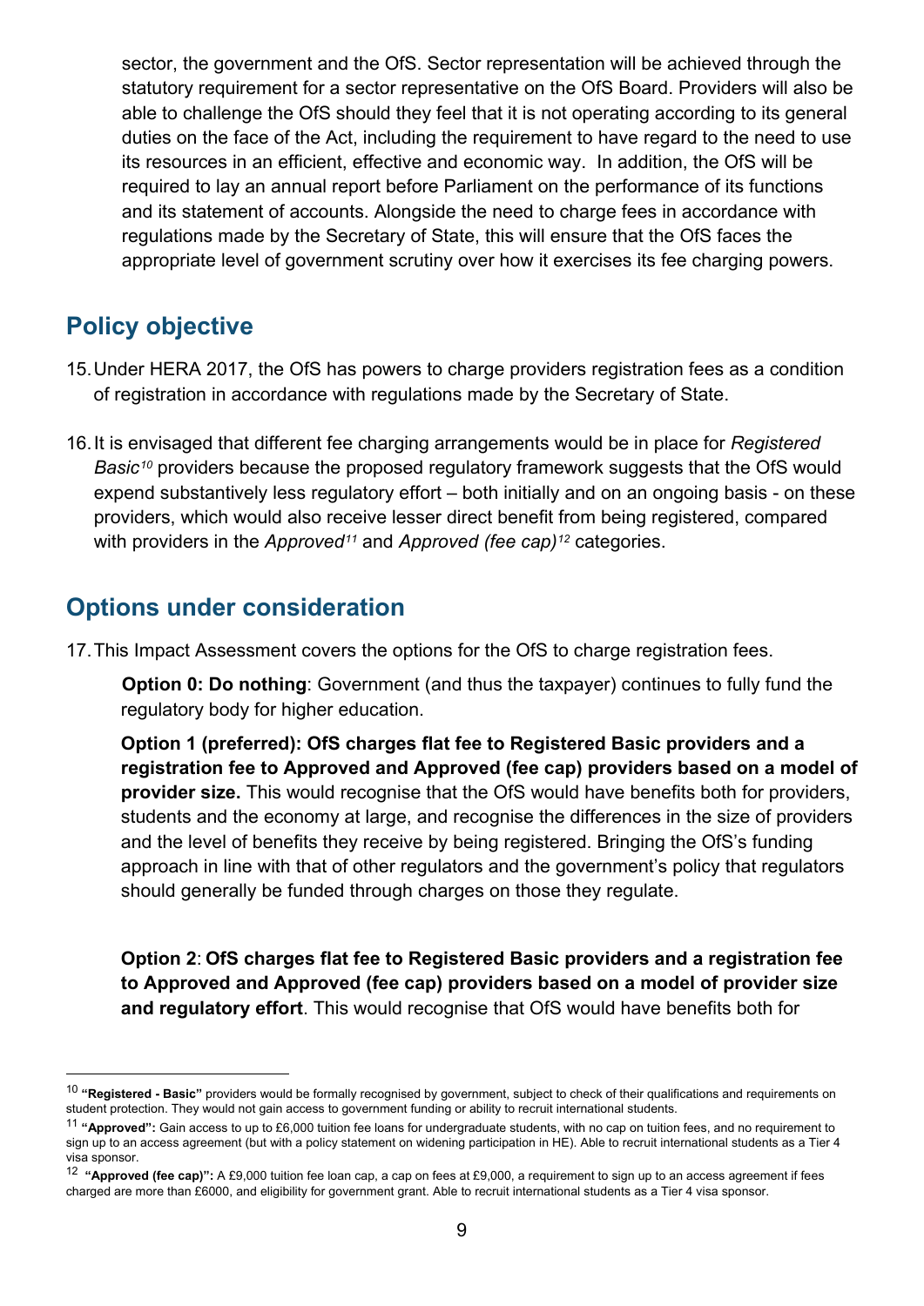sector, the government and the OfS. Sector representation will be achieved through the statutory requirement for a sector representative on the OfS Board. Providers will also be able to challenge the OfS should they feel that it is not operating according to its general duties on the face of the Act, including the requirement to have regard to the need to use its resources in an efficient, effective and economic way. In addition, the OfS will be required to lay an annual report before Parliament on the performance of its functions and its statement of accounts. Alongside the need to charge fees in accordance with regulations made by the Secretary of State, this will ensure that the OfS faces the appropriate level of government scrutiny over how it exercises its fee charging powers.

## Policy objective

15. Under HERA 2017, the OfS has powers to charge providers registration fees as a condition of registration in accordance with regulations made by the Secretary of State.

16. It is envisaged that different fee charging arrangements would be in place for *Registered Basic*[10] providers because the proposed regulatory framework suggests that the OfS would expend substantively less regulatory effort – both initially and on an ongoing basis - on these providers, which would also receive lesser direct benefit from being registered, compared with providers in the *Approved*[11] and *Approved (fee cap)*[12] categories.

## Options under consideration

17. This Impact Assessment covers the options for the OfS to charge registration fees.

**Option 0: Do nothing**: Government (and thus the taxpayer) continues to fully fund the regulatory body for higher education.

**Option 1 (preferred): OfS charges flat fee to Registered Basic providers and a registration fee to Approved and Approved (fee cap) providers based on a model of provider size.** This would recognise that the OfS would have benefits both for providers, students and the economy at large, and recognise the differences in the size of providers and the level of benefits they receive by being registered. Bringing the OfS's funding approach in line with that of other regulators and the government's policy that regulators should generally be funded through charges on those they regulate.

**Option 2**: **OfS charges flat fee to Registered Basic providers and a registration fee to Approved and Approved (fee cap) providers based on a model of provider size and regulatory effort**. This would recognise that OfS would have benefits both for

---

[10] **"Registered - Basic"** providers would be formally recognised by government, subject to check of their qualifications and requirements on student protection. They would not gain access to government funding or ability to recruit international students.

[11] **"Approved":** Gain access to up to £6,000 tuition fee loans for undergraduate students, with no cap on tuition fees, and no requirement to sign up to an access agreement (but with a policy statement on widening participation in HE). Able to recruit international students as a Tier 4 visa sponsor.

[12] **"Approved (fee cap)":** A £9,000 tuition fee loan cap, a cap on fees at £9,000, a requirement to sign up to an access agreement if fees charged are more than £6000, and eligibility for government grant. Able to recruit international students as a Tier 4 visa sponsor.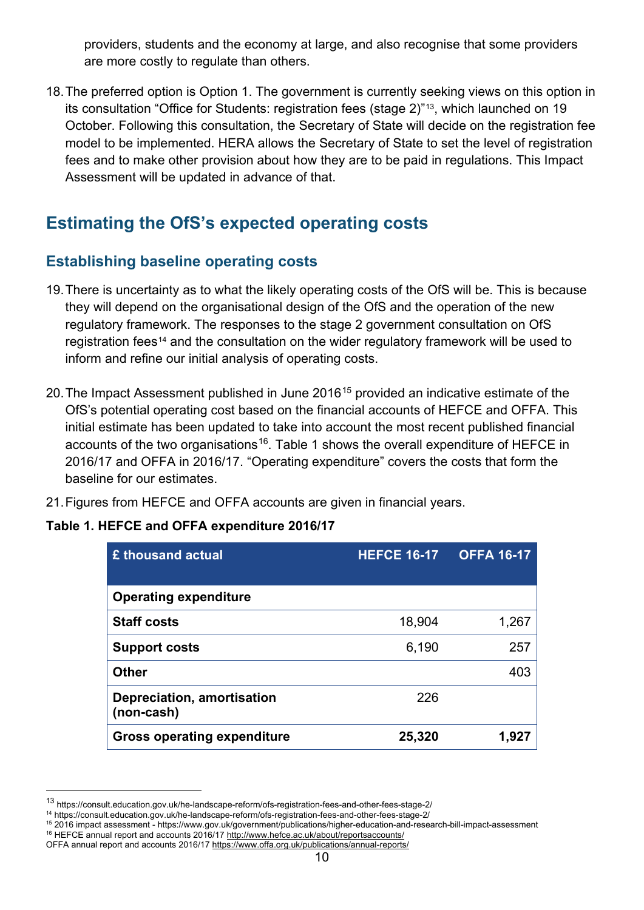providers, students and the economy at large, and also recognise that some providers are more costly to regulate than others.

18. The preferred option is Option 1. The government is currently seeking views on this option in its consultation “Office for Students: registration fees (stage 2)”[13], which launched on 19 October. Following this consultation, the Secretary of State will decide on the registration fee model to be implemented. HERA allows the Secretary of State to set the level of registration fees and to make other provision about how they are to be paid in regulations. This Impact Assessment will be updated in advance of that.

## Estimating the OfS’s expected operating costs

### Establishing baseline operating costs

19. There is uncertainty as to what the likely operating costs of the OfS will be. This is because they will depend on the organisational design of the OfS and the operation of the new regulatory framework. The responses to the stage 2 government consultation on OfS registration fees[14] and the consultation on the wider regulatory framework will be used to inform and refine our initial analysis of operating costs.

20. The Impact Assessment published in June 2016[15] provided an indicative estimate of the OfS’s potential operating cost based on the financial accounts of HEFCE and OFFA. This initial estimate has been updated to take into account the most recent published financial accounts of the two organisations[16]. Table 1 shows the overall expenditure of HEFCE in 2016/17 and OFFA in 2016/17. “Operating expenditure” covers the costs that form the baseline for our estimates.

21. Figures from HEFCE and OFFA accounts are given in financial years.

**Table 1. HEFCE and OFFA expenditure 2016/17**

| £ thousand actual | HEFCE 16-17 | OFFA 16-17 |
|---|---|---|
| **Operating expenditure** | | |
| **Staff costs** | 18,904 | 1,267 |
| **Support costs** | 6,190 | 257 |
| **Other** | | 403 |
| **Depreciation, amortisation (non-cash)** | 226 | |
| **Gross operating expenditure** | **25,320** | **1,927** |

---

[13] https://consult.education.gov.uk/he-landscape-reform/ofs-registration-fees-and-other-fees-stage-2/
[14] https://consult.education.gov.uk/he-landscape-reform/ofs-registration-fees-and-other-fees-stage-2/
[15] 2016 impact assessment - https://www.gov.uk/government/publications/higher-education-and-research-bill-impact-assessment
[16] HEFCE annual report and accounts 2016/17 http://www.hefce.ac.uk/about/reportsaccounts/
OFFA annual report and accounts 2016/17 https://www.offa.org.uk/publications/annual-reports/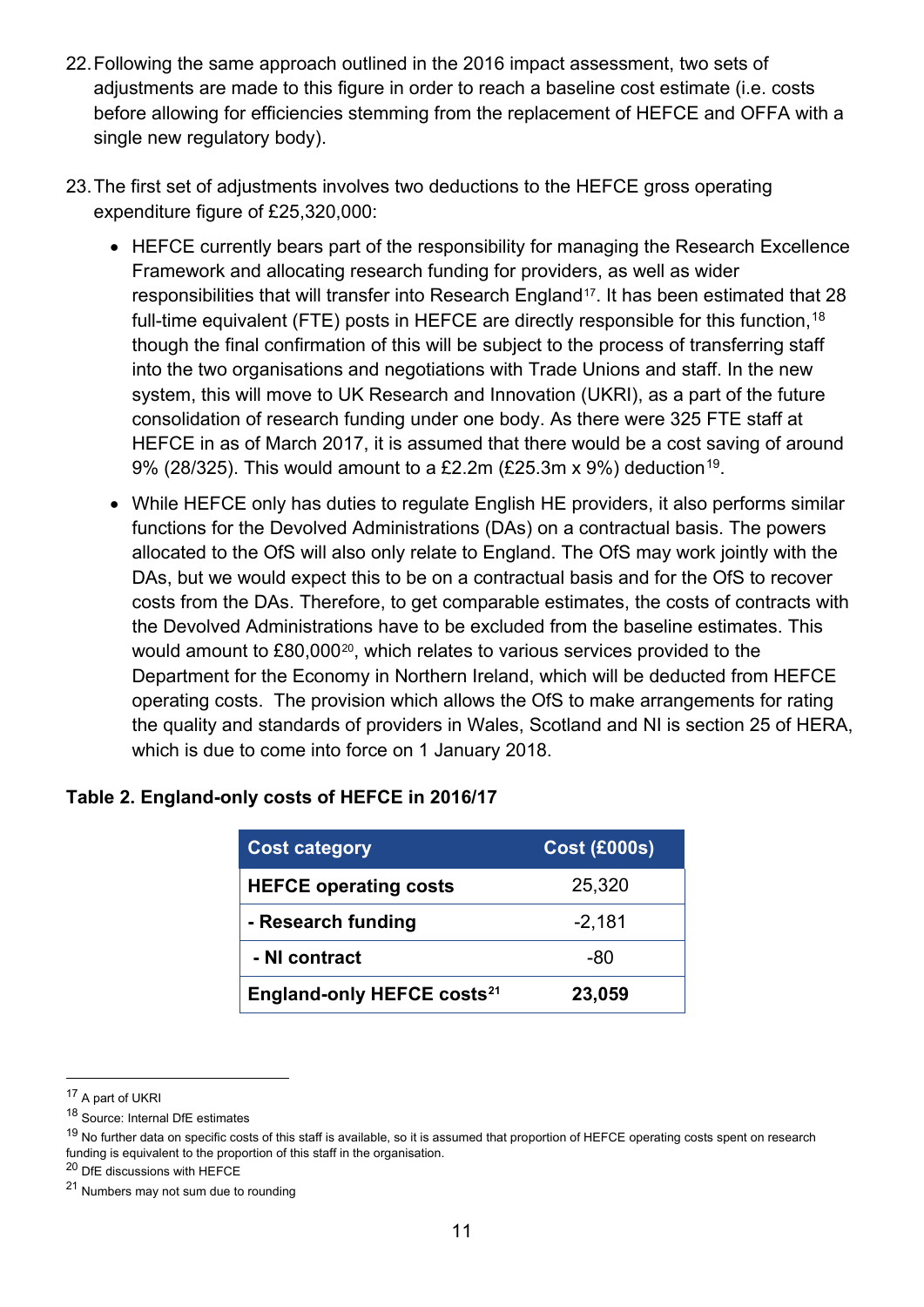22. Following the same approach outlined in the 2016 impact assessment, two sets of adjustments are made to this figure in order to reach a baseline cost estimate (i.e. costs before allowing for efficiencies stemming from the replacement of HEFCE and OFFA with a single new regulatory body).

23. The first set of adjustments involves two deductions to the HEFCE gross operating expenditure figure of £25,320,000:

    - HEFCE currently bears part of the responsibility for managing the Research Excellence Framework and allocating research funding for providers, as well as wider responsibilities that will transfer into Research England[17]. It has been estimated that 28 full-time equivalent (FTE) posts in HEFCE are directly responsible for this function,[18] though the final confirmation of this will be subject to the process of transferring staff into the two organisations and negotiations with Trade Unions and staff. In the new system, this will move to UK Research and Innovation (UKRI), as a part of the future consolidation of research funding under one body. As there were 325 FTE staff at HEFCE in as of March 2017, it is assumed that there would be a cost saving of around 9% (28/325). This would amount to a £2.2m (£25.3m x 9%) deduction[19].
    - While HEFCE only has duties to regulate English HE providers, it also performs similar functions for the Devolved Administrations (DAs) on a contractual basis. The powers allocated to the OfS will also only relate to England. The OfS may work jointly with the DAs, but we would expect this to be on a contractual basis and for the OfS to recover costs from the DAs. Therefore, to get comparable estimates, the costs of contracts with the Devolved Administrations have to be excluded from the baseline estimates. This would amount to £80,000[20], which relates to various services provided to the Department for the Economy in Northern Ireland, which will be deducted from HEFCE operating costs. The provision which allows the OfS to make arrangements for rating the quality and standards of providers in Wales, Scotland and NI is section 25 of HERA, which is due to come into force on 1 January 2018.

**Table 2. England-only costs of HEFCE in 2016/17**

| Cost category | Cost (£000s) |
|---|---|
| **HEFCE operating costs** | 25,320 |
| **- Research funding** | -2,181 |
| **- NI contract** | -80 |
| **England-only HEFCE costs[21]** | **23,059** |

---

[17] A part of UKRI

[18] Source: Internal DfE estimates

[19] No further data on specific costs of this staff is available, so it is assumed that proportion of HEFCE operating costs spent on research funding is equivalent to the proportion of this staff in the organisation.

[20] DfE discussions with HEFCE

[21] Numbers may not sum due to rounding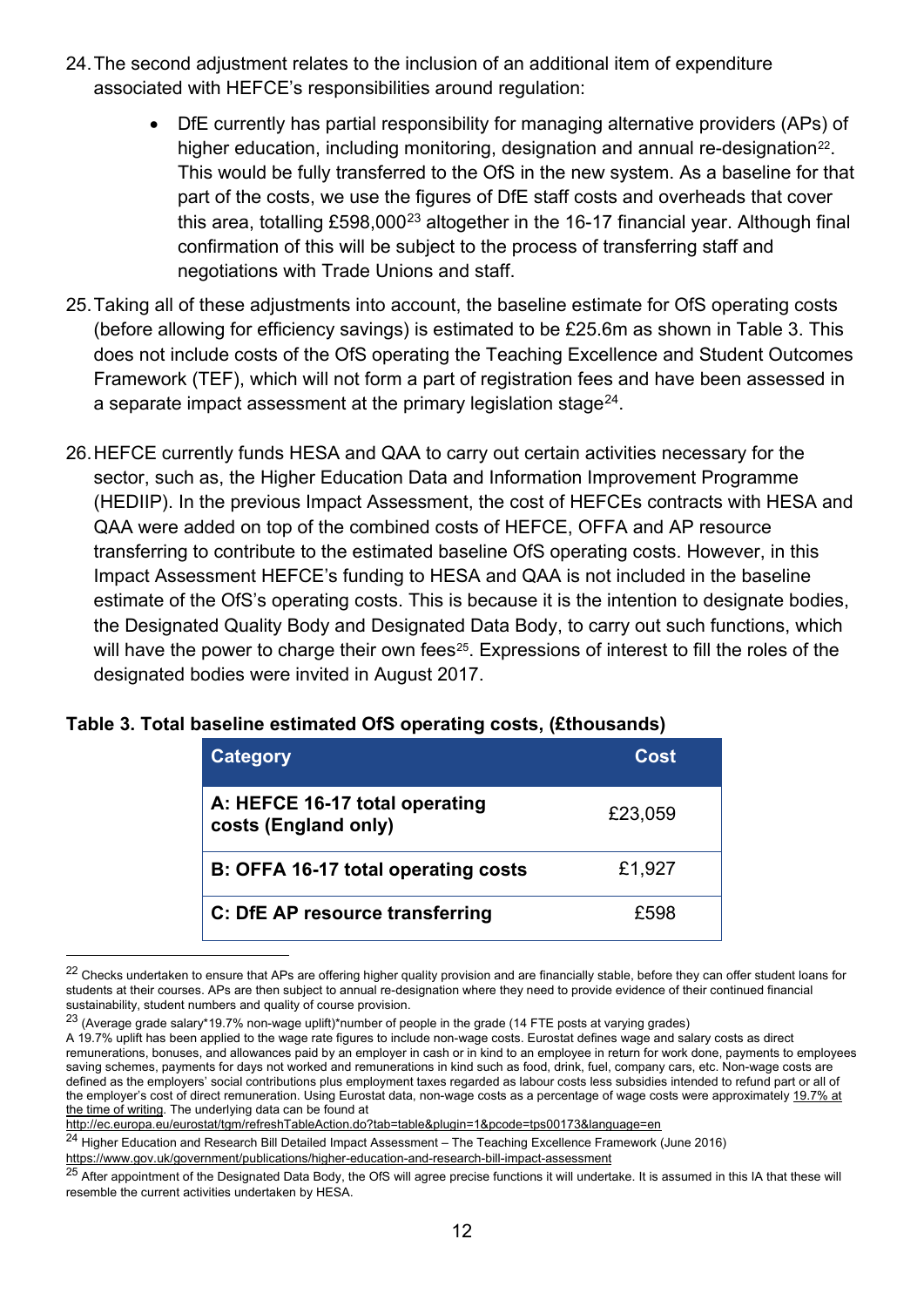24. The second adjustment relates to the inclusion of an additional item of expenditure associated with HEFCE's responsibilities around regulation:

    - DfE currently has partial responsibility for managing alternative providers (APs) of higher education, including monitoring, designation and annual re-designation[22]. This would be fully transferred to the OfS in the new system. As a baseline for that part of the costs, we use the figures of DfE staff costs and overheads that cover this area, totalling £598,000[23] altogether in the 16-17 financial year. Although final confirmation of this will be subject to the process of transferring staff and negotiations with Trade Unions and staff.

25. Taking all of these adjustments into account, the baseline estimate for OfS operating costs (before allowing for efficiency savings) is estimated to be £25.6m as shown in Table 3. This does not include costs of the OfS operating the Teaching Excellence and Student Outcomes Framework (TEF), which will not form a part of registration fees and have been assessed in a separate impact assessment at the primary legislation stage[24].

26. HEFCE currently funds HESA and QAA to carry out certain activities necessary for the sector, such as, the Higher Education Data and Information Improvement Programme (HEDIIP). In the previous Impact Assessment, the cost of HEFCEs contracts with HESA and QAA were added on top of the combined costs of HEFCE, OFFA and AP resource transferring to contribute to the estimated baseline OfS operating costs. However, in this Impact Assessment HEFCE's funding to HESA and QAA is not included in the baseline estimate of the OfS's operating costs. This is because it is the intention to designate bodies, the Designated Quality Body and Designated Data Body, to carry out such functions, which will have the power to charge their own fees[25]. Expressions of interest to fill the roles of the designated bodies were invited in August 2017.

**Table 3. Total baseline estimated OfS operating costs, (£thousands)**

| Category | Cost |
|---|---|
| **A: HEFCE 16-17 total operating costs (England only)** | £23,059 |
| **B: OFFA 16-17 total operating costs** | £1,927 |
| **C: DfE AP resource transferring** | £598 |

[22] Checks undertaken to ensure that APs are offering higher quality provision and are financially stable, before they can offer student loans for students at their courses. APs are then subject to annual re-designation where they need to provide evidence of their continued financial sustainability, student numbers and quality of course provision.

[23] (Average grade salary*19.7% non-wage uplift)*number of people in the grade (14 FTE posts at varying grades)
A 19.7% uplift has been applied to the wage rate figures to include non-wage costs. Eurostat defines wage and salary costs as direct remunerations, bonuses, and allowances paid by an employer in cash or in kind to an employee in return for work done, payments to employees saving schemes, payments for days not worked and remunerations in kind such as food, drink, fuel, company cars, etc. Non-wage costs are defined as the employers' social contributions plus employment taxes regarded as labour costs less subsidies intended to refund part or all of the employer's cost of direct remuneration. Using Eurostat data, non-wage costs as a percentage of wage costs were approximately 19.7% at the time of writing. The underlying data can be found at
http://ec.europa.eu/eurostat/tgm/refreshTableAction.do?tab=table&plugin=1&pcode=tps00173&language=en

[24] Higher Education and Research Bill Detailed Impact Assessment – The Teaching Excellence Framework (June 2016)
https://www.gov.uk/government/publications/higher-education-and-research-bill-impact-assessment

[25] After appointment of the Designated Data Body, the OfS will agree precise functions it will undertake. It is assumed in this IA that these will resemble the current activities undertaken by HESA.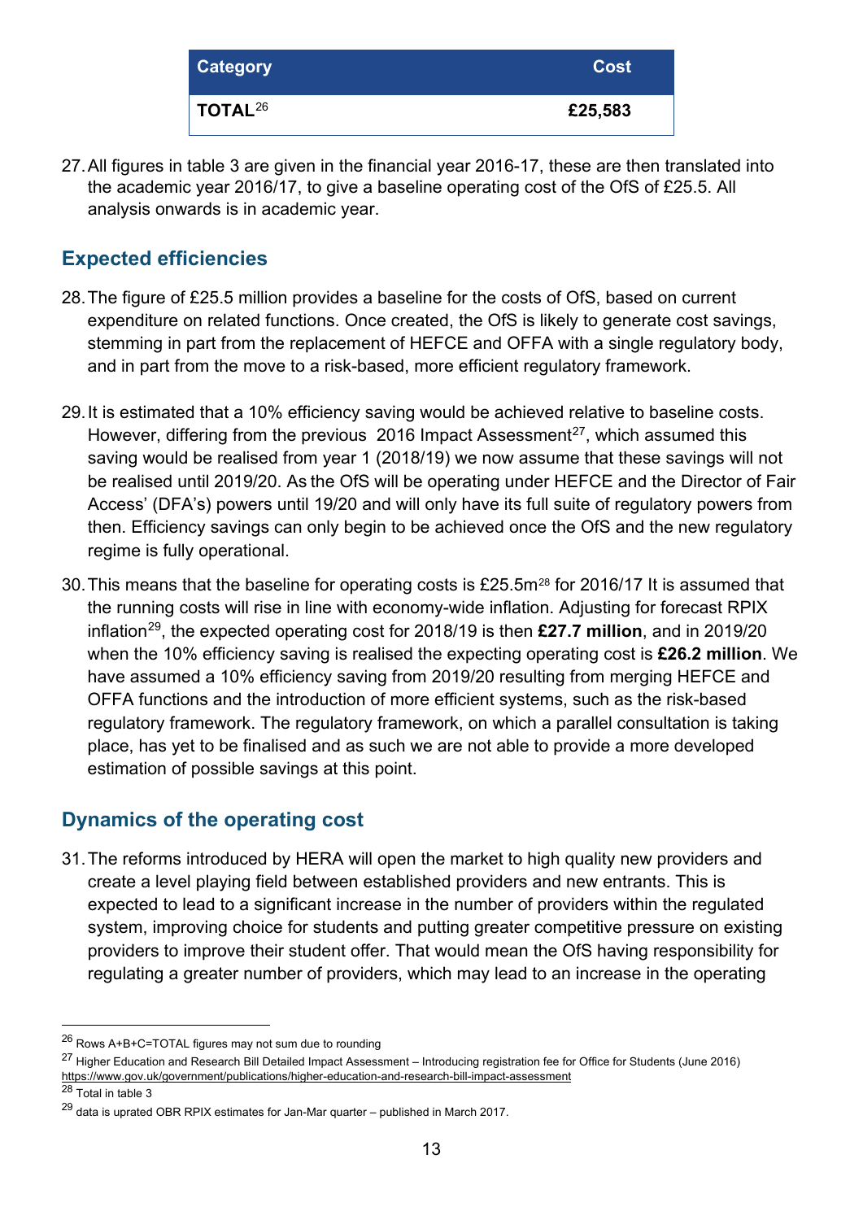| Category | Cost |
|---|---|
| **TOTAL**[26] | **£25,583** |

27. All figures in table 3 are given in the financial year 2016-17, these are then translated into the academic year 2016/17, to give a baseline operating cost of the OfS of £25.5. All analysis onwards is in academic year.

## Expected efficiencies

28. The figure of £25.5 million provides a baseline for the costs of OfS, based on current expenditure on related functions. Once created, the OfS is likely to generate cost savings, stemming in part from the replacement of HEFCE and OFFA with a single regulatory body, and in part from the move to a risk-based, more efficient regulatory framework.

29. It is estimated that a 10% efficiency saving would be achieved relative to baseline costs. However, differing from the previous 2016 Impact Assessment[27], which assumed this saving would be realised from year 1 (2018/19) we now assume that these savings will not be realised until 2019/20. As the OfS will be operating under HEFCE and the Director of Fair Access' (DFA's) powers until 19/20 and will only have its full suite of regulatory powers from then. Efficiency savings can only begin to be achieved once the OfS and the new regulatory regime is fully operational.

30. This means that the baseline for operating costs is £25.5m[28] for 2016/17 It is assumed that the running costs will rise in line with economy-wide inflation. Adjusting for forecast RPIX inflation[29], the expected operating cost for 2018/19 is then **£27.7 million**, and in 2019/20 when the 10% efficiency saving is realised the expecting operating cost is **£26.2 million**. We have assumed a 10% efficiency saving from 2019/20 resulting from merging HEFCE and OFFA functions and the introduction of more efficient systems, such as the risk-based regulatory framework. The regulatory framework, on which a parallel consultation is taking place, has yet to be finalised and as such we are not able to provide a more developed estimation of possible savings at this point.

## Dynamics of the operating cost

31. The reforms introduced by HERA will open the market to high quality new providers and create a level playing field between established providers and new entrants. This is expected to lead to a significant increase in the number of providers within the regulated system, improving choice for students and putting greater competitive pressure on existing providers to improve their student offer. That would mean the OfS having responsibility for regulating a greater number of providers, which may lead to an increase in the operating

---

[26] Rows A+B+C=TOTAL figures may not sum due to rounding

[27] Higher Education and Research Bill Detailed Impact Assessment – Introducing registration fee for Office for Students (June 2016) https://www.gov.uk/government/publications/higher-education-and-research-bill-impact-assessment

[28] Total in table 3

[29] data is uprated OBR RPIX estimates for Jan-Mar quarter – published in March 2017.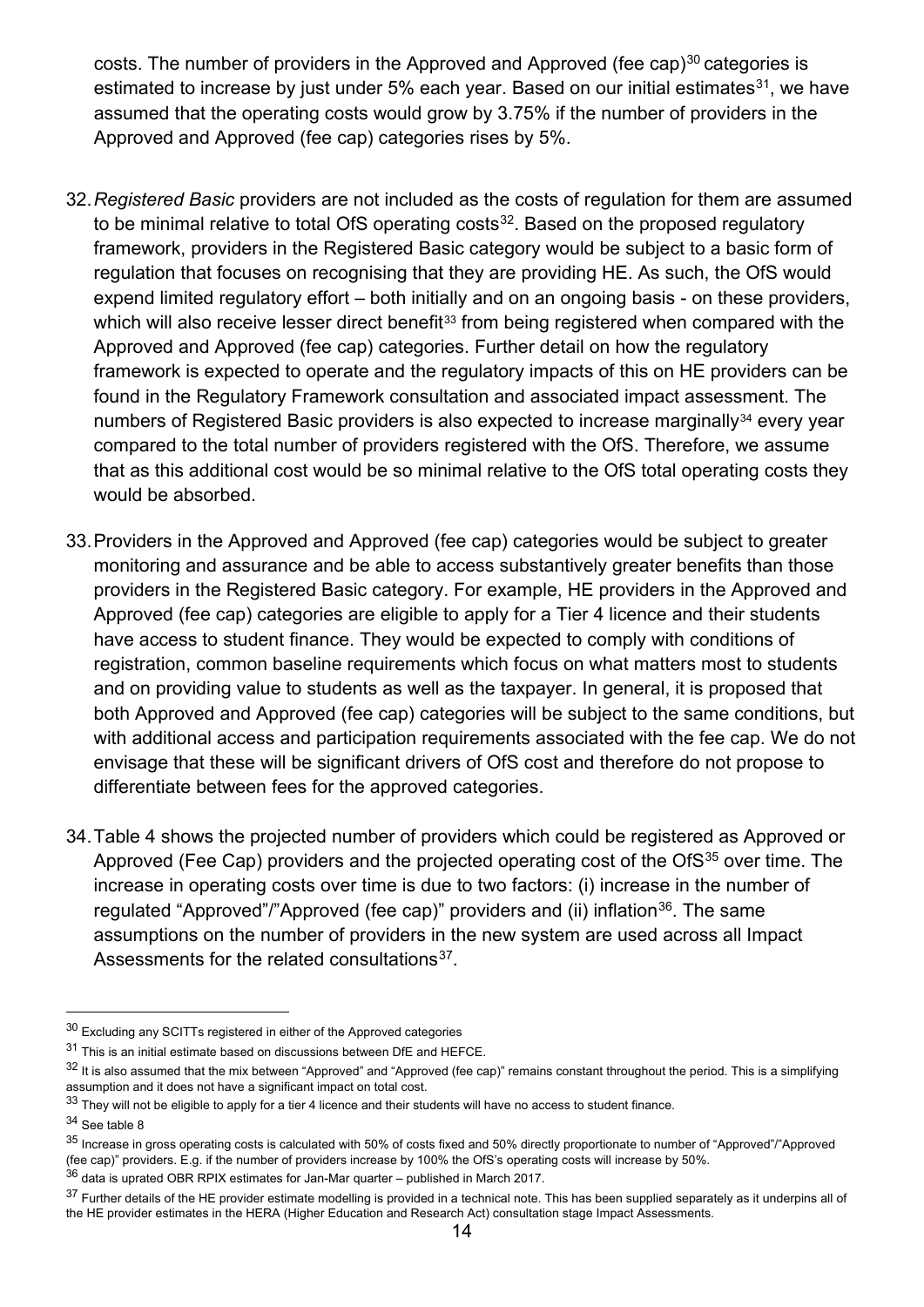costs. The number of providers in the Approved and Approved (fee cap)[30] categories is estimated to increase by just under 5% each year. Based on our initial estimates[31], we have assumed that the operating costs would grow by 3.75% if the number of providers in the Approved and Approved (fee cap) categories rises by 5%.

32. *Registered Basic* providers are not included as the costs of regulation for them are assumed to be minimal relative to total OfS operating costs[32]. Based on the proposed regulatory framework, providers in the Registered Basic category would be subject to a basic form of regulation that focuses on recognising that they are providing HE. As such, the OfS would expend limited regulatory effort – both initially and on an ongoing basis - on these providers, which will also receive lesser direct benefit[33] from being registered when compared with the Approved and Approved (fee cap) categories. Further detail on how the regulatory framework is expected to operate and the regulatory impacts of this on HE providers can be found in the Regulatory Framework consultation and associated impact assessment. The numbers of Registered Basic providers is also expected to increase marginally[34] every year compared to the total number of providers registered with the OfS. Therefore, we assume that as this additional cost would be so minimal relative to the OfS total operating costs they would be absorbed.

33. Providers in the Approved and Approved (fee cap) categories would be subject to greater monitoring and assurance and be able to access substantively greater benefits than those providers in the Registered Basic category. For example, HE providers in the Approved and Approved (fee cap) categories are eligible to apply for a Tier 4 licence and their students have access to student finance. They would be expected to comply with conditions of registration, common baseline requirements which focus on what matters most to students and on providing value to students as well as the taxpayer. In general, it is proposed that both Approved and Approved (fee cap) categories will be subject to the same conditions, but with additional access and participation requirements associated with the fee cap. We do not envisage that these will be significant drivers of OfS cost and therefore do not propose to differentiate between fees for the approved categories.

34. Table 4 shows the projected number of providers which could be registered as Approved or Approved (Fee Cap) providers and the projected operating cost of the OfS[35] over time. The increase in operating costs over time is due to two factors: (i) increase in the number of regulated "Approved"/"Approved (fee cap)" providers and (ii) inflation[36]. The same assumptions on the number of providers in the new system are used across all Impact Assessments for the related consultations[37].

---

[30] Excluding any SCITTs registered in either of the Approved categories

[31] This is an initial estimate based on discussions between DfE and HEFCE.

[32] It is also assumed that the mix between "Approved" and "Approved (fee cap)" remains constant throughout the period. This is a simplifying assumption and it does not have a significant impact on total cost.

[33] They will not be eligible to apply for a tier 4 licence and their students will have no access to student finance.

[34] See table 8

[35] Increase in gross operating costs is calculated with 50% of costs fixed and 50% directly proportionate to number of "Approved"/"Approved (fee cap)" providers. E.g. if the number of providers increase by 100% the OfS's operating costs will increase by 50%.

[36] data is uprated OBR RPIX estimates for Jan-Mar quarter – published in March 2017.

[37] Further details of the HE provider estimate modelling is provided in a technical note. This has been supplied separately as it underpins all of the HE provider estimates in the HERA (Higher Education and Research Act) consultation stage Impact Assessments.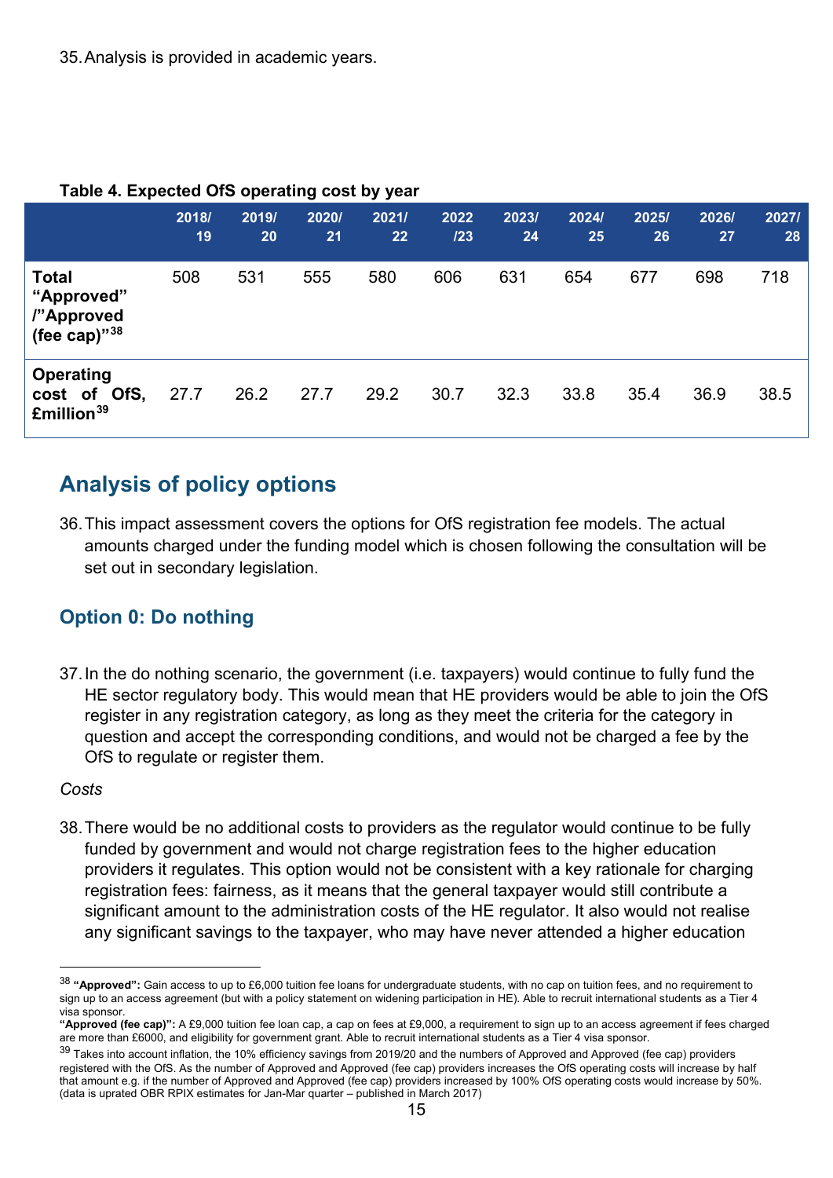35. Analysis is provided in academic years.

**Table 4. Expected OfS operating cost by year**

| | 2018/19 | 2019/20 | 2020/21 | 2021/22 | 2022/23 | 2023/24 | 2024/25 | 2025/26 | 2026/27 | 2027/28 |
|---|---|---|---|---|---|---|---|---|---|---|
| **Total "Approved" /"Approved (fee cap)"**[38] | 508 | 531 | 555 | 580 | 606 | 631 | 654 | 677 | 698 | 718 |
| **Operating cost of OfS, £million**[39] | 27.7 | 26.2 | 27.7 | 29.2 | 30.7 | 32.3 | 33.8 | 35.4 | 36.9 | 38.5 |

## Analysis of policy options

36. This impact assessment covers the options for OfS registration fee models. The actual amounts charged under the funding model which is chosen following the consultation will be set out in secondary legislation.

### Option 0: Do nothing

37. In the do nothing scenario, the government (i.e. taxpayers) would continue to fully fund the HE sector regulatory body. This would mean that HE providers would be able to join the OfS register in any registration category, as long as they meet the criteria for the category in question and accept the corresponding conditions, and would not be charged a fee by the OfS to regulate or register them.

*Costs*

38. There would be no additional costs to providers as the regulator would continue to be fully funded by government and would not charge registration fees to the higher education providers it regulates. This option would not be consistent with a key rationale for charging registration fees: fairness, as it means that the general taxpayer would still contribute a significant amount to the administration costs of the HE regulator. It also would not realise any significant savings to the taxpayer, who may have never attended a higher education

---

[38] **"Approved":** Gain access to up to £6,000 tuition fee loans for undergraduate students, with no cap on tuition fees, and no requirement to sign up to an access agreement (but with a policy statement on widening participation in HE). Able to recruit international students as a Tier 4 visa sponsor.
**"Approved (fee cap)":** A £9,000 tuition fee loan cap, a cap on fees at £9,000, a requirement to sign up to an access agreement if fees charged are more than £6000, and eligibility for government grant. Able to recruit international students as a Tier 4 visa sponsor.

[39] Takes into account inflation, the 10% efficiency savings from 2019/20 and the numbers of Approved and Approved (fee cap) providers registered with the OfS. As the number of Approved and Approved (fee cap) providers increases the OfS operating costs will increase by half that amount e.g. if the number of Approved and Approved (fee cap) providers increased by 100% OfS operating costs would increase by 50%. (data is uprated OBR RPIX estimates for Jan-Mar quarter – published in March 2017)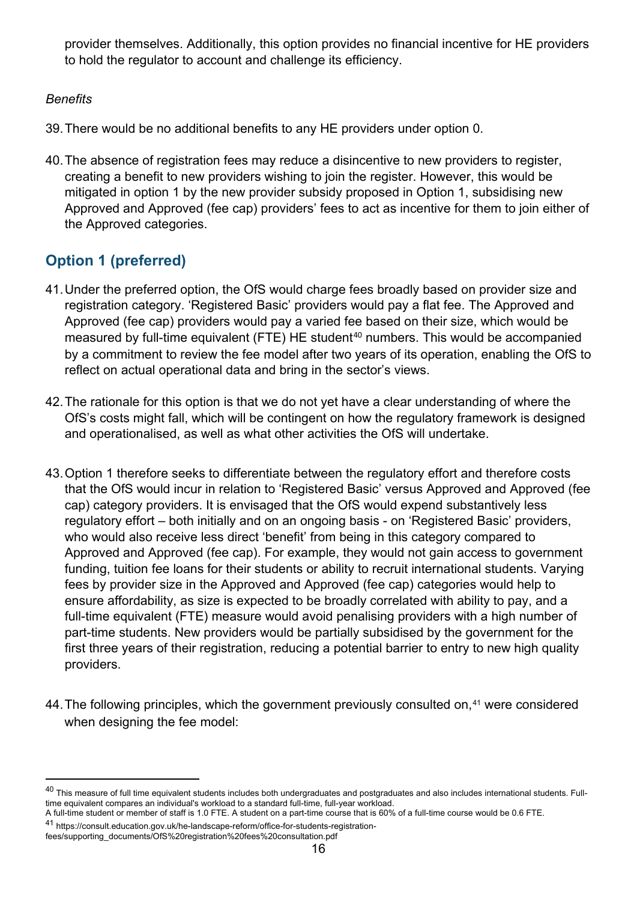provider themselves. Additionally, this option provides no financial incentive for HE providers to hold the regulator to account and challenge its efficiency.

*Benefits*

39. There would be no additional benefits to any HE providers under option 0.

40. The absence of registration fees may reduce a disincentive to new providers to register, creating a benefit to new providers wishing to join the register. However, this would be mitigated in option 1 by the new provider subsidy proposed in Option 1, subsidising new Approved and Approved (fee cap) providers' fees to act as incentive for them to join either of the Approved categories.

## Option 1 (preferred)

41. Under the preferred option, the OfS would charge fees broadly based on provider size and registration category. 'Registered Basic' providers would pay a flat fee. The Approved and Approved (fee cap) providers would pay a varied fee based on their size, which would be measured by full-time equivalent (FTE) HE student[40] numbers. This would be accompanied by a commitment to review the fee model after two years of its operation, enabling the OfS to reflect on actual operational data and bring in the sector's views.

42. The rationale for this option is that we do not yet have a clear understanding of where the OfS's costs might fall, which will be contingent on how the regulatory framework is designed and operationalised, as well as what other activities the OfS will undertake.

43. Option 1 therefore seeks to differentiate between the regulatory effort and therefore costs that the OfS would incur in relation to 'Registered Basic' versus Approved and Approved (fee cap) category providers. It is envisaged that the OfS would expend substantively less regulatory effort – both initially and on an ongoing basis - on 'Registered Basic' providers, who would also receive less direct 'benefit' from being in this category compared to Approved and Approved (fee cap). For example, they would not gain access to government funding, tuition fee loans for their students or ability to recruit international students. Varying fees by provider size in the Approved and Approved (fee cap) categories would help to ensure affordability, as size is expected to be broadly correlated with ability to pay, and a full-time equivalent (FTE) measure would avoid penalising providers with a high number of part-time students. New providers would be partially subsidised by the government for the first three years of their registration, reducing a potential barrier to entry to new high quality providers.

44. The following principles, which the government previously consulted on,[41] were considered when designing the fee model:

---

[40] This measure of full time equivalent students includes both undergraduates and postgraduates and also includes international students. Full-time equivalent compares an individual's workload to a standard full-time, full-year workload.
A full-time student or member of staff is 1.0 FTE. A student on a part-time course that is 60% of a full-time course would be 0.6 FTE.

[41] https://consult.education.gov.uk/he-landscape-reform/office-for-students-registration-fees/supporting_documents/OfS%20registration%20fees%20consultation.pdf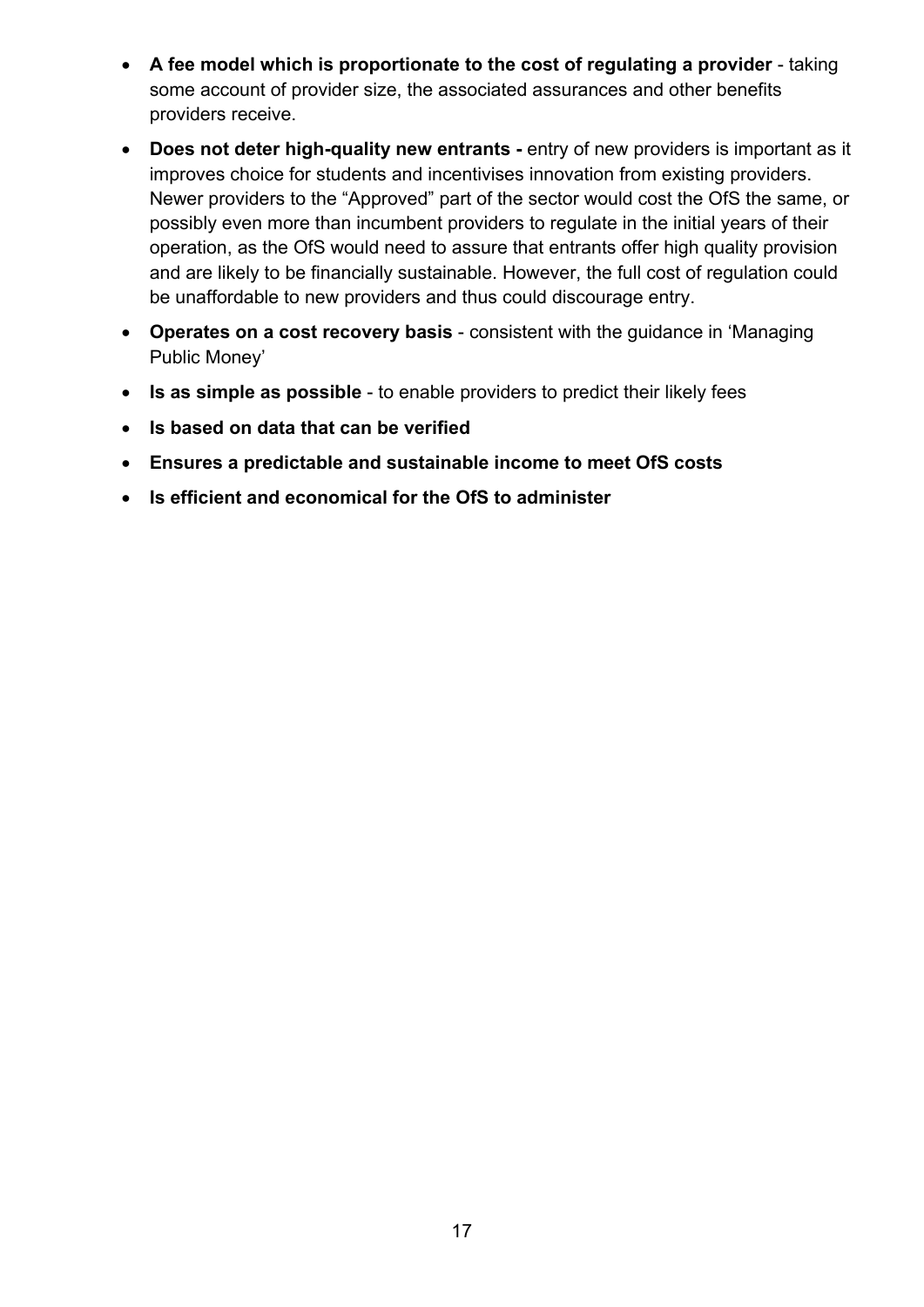- **A fee model which is proportionate to the cost of regulating a provider** - taking some account of provider size, the associated assurances and other benefits providers receive.
- **Does not deter high-quality new entrants -** entry of new providers is important as it improves choice for students and incentivises innovation from existing providers. Newer providers to the "Approved" part of the sector would cost the OfS the same, or possibly even more than incumbent providers to regulate in the initial years of their operation, as the OfS would need to assure that entrants offer high quality provision and are likely to be financially sustainable. However, the full cost of regulation could be unaffordable to new providers and thus could discourage entry.
- **Operates on a cost recovery basis** - consistent with the guidance in 'Managing Public Money'
- **Is as simple as possible** - to enable providers to predict their likely fees
- **Is based on data that can be verified**
- **Ensures a predictable and sustainable income to meet OfS costs**
- **Is efficient and economical for the OfS to administer**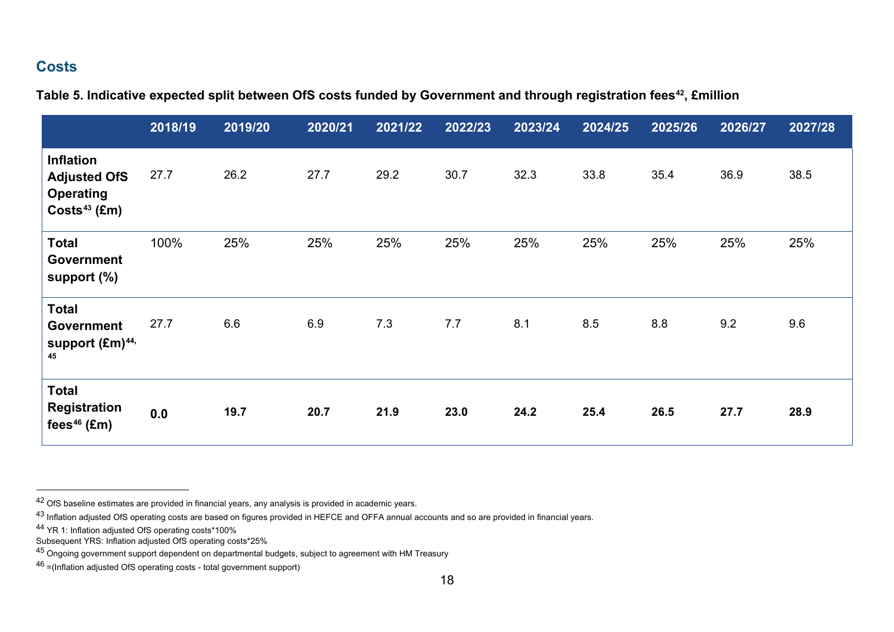## Costs

**Table 5. Indicative expected split between OfS costs funded by Government and through registration fees[42], £million**

| | 2018/19 | 2019/20 | 2020/21 | 2021/22 | 2022/23 | 2023/24 | 2024/25 | 2025/26 | 2026/27 | 2027/28 |
|---|---|---|---|---|---|---|---|---|---|---|
| **Inflation Adjusted OfS Operating Costs[43] (£m)** | 27.7 | 26.2 | 27.7 | 29.2 | 30.7 | 32.3 | 33.8 | 35.4 | 36.9 | 38.5 |
| **Total Government support (%)** | 100% | 25% | 25% | 25% | 25% | 25% | 25% | 25% | 25% | 25% |
| **Total Government support (£m)[44, 45]** | 27.7 | 6.6 | 6.9 | 7.3 | 7.7 | 8.1 | 8.5 | 8.8 | 9.2 | 9.6 |
| **Total Registration fees[46] (£m)** | **0.0** | **19.7** | **20.7** | **21.9** | **23.0** | **24.2** | **25.4** | **26.5** | **27.7** | **28.9** |

---

[42] OfS baseline estimates are provided in financial years, any analysis is provided in academic years.

[43] Inflation adjusted OfS operating costs are based on figures provided in HEFCE and OFFA annual accounts and so are provided in financial years.

[44] YR 1: Inflation adjusted OfS operating costs*100%
Subsequent YRS: Inflation adjusted OfS operating costs*25%

[45] Ongoing government support dependent on departmental budgets, subject to agreement with HM Treasury

[46] =(Inflation adjusted OfS operating costs - total government support)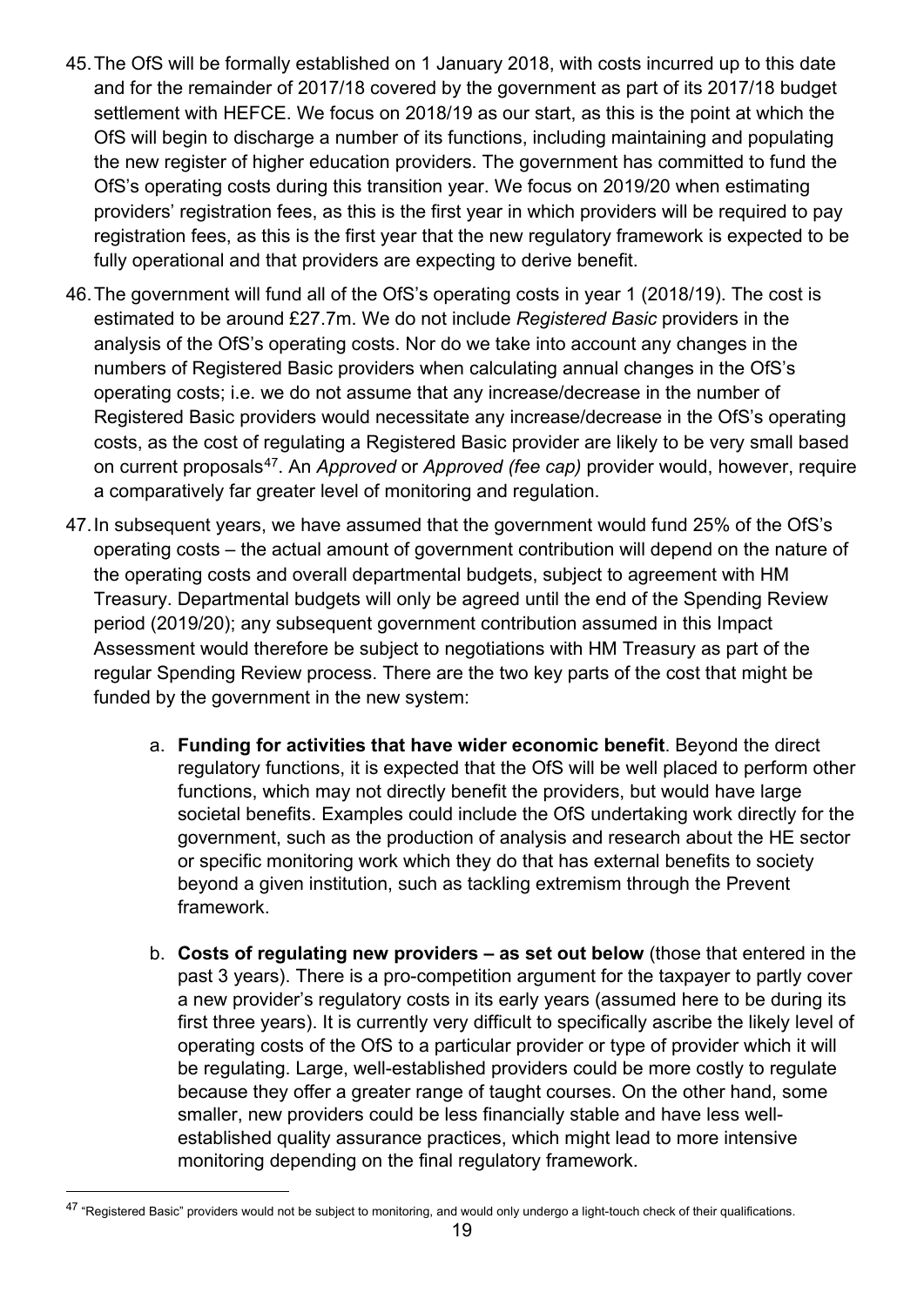45. The OfS will be formally established on 1 January 2018, with costs incurred up to this date and for the remainder of 2017/18 covered by the government as part of its 2017/18 budget settlement with HEFCE. We focus on 2018/19 as our start, as this is the point at which the OfS will begin to discharge a number of its functions, including maintaining and populating the new register of higher education providers. The government has committed to fund the OfS's operating costs during this transition year. We focus on 2019/20 when estimating providers' registration fees, as this is the first year in which providers will be required to pay registration fees, as this is the first year that the new regulatory framework is expected to be fully operational and that providers are expecting to derive benefit.

46. The government will fund all of the OfS's operating costs in year 1 (2018/19). The cost is estimated to be around £27.7m. We do not include *Registered Basic* providers in the analysis of the OfS's operating costs. Nor do we take into account any changes in the numbers of Registered Basic providers when calculating annual changes in the OfS's operating costs; i.e. we do not assume that any increase/decrease in the number of Registered Basic providers would necessitate any increase/decrease in the OfS's operating costs, as the cost of regulating a Registered Basic provider are likely to be very small based on current proposals[47]. An *Approved* or *Approved (fee cap)* provider would, however, require a comparatively far greater level of monitoring and regulation.

47. In subsequent years, we have assumed that the government would fund 25% of the OfS's operating costs – the actual amount of government contribution will depend on the nature of the operating costs and overall departmental budgets, subject to agreement with HM Treasury. Departmental budgets will only be agreed until the end of the Spending Review period (2019/20); any subsequent government contribution assumed in this Impact Assessment would therefore be subject to negotiations with HM Treasury as part of the regular Spending Review process. There are the two key parts of the cost that might be funded by the government in the new system:

    a. **Funding for activities that have wider economic benefit**. Beyond the direct regulatory functions, it is expected that the OfS will be well placed to perform other functions, which may not directly benefit the providers, but would have large societal benefits. Examples could include the OfS undertaking work directly for the government, such as the production of analysis and research about the HE sector or specific monitoring work which they do that has external benefits to society beyond a given institution, such as tackling extremism through the Prevent framework.

    b. **Costs of regulating new providers – as set out below** (those that entered in the past 3 years). There is a pro-competition argument for the taxpayer to partly cover a new provider's regulatory costs in its early years (assumed here to be during its first three years). It is currently very difficult to specifically ascribe the likely level of operating costs of the OfS to a particular provider or type of provider which it will be regulating. Large, well-established providers could be more costly to regulate because they offer a greater range of taught courses. On the other hand, some smaller, new providers could be less financially stable and have less well-established quality assurance practices, which might lead to more intensive monitoring depending on the final regulatory framework.

[47] "Registered Basic" providers would not be subject to monitoring, and would only undergo a light-touch check of their qualifications.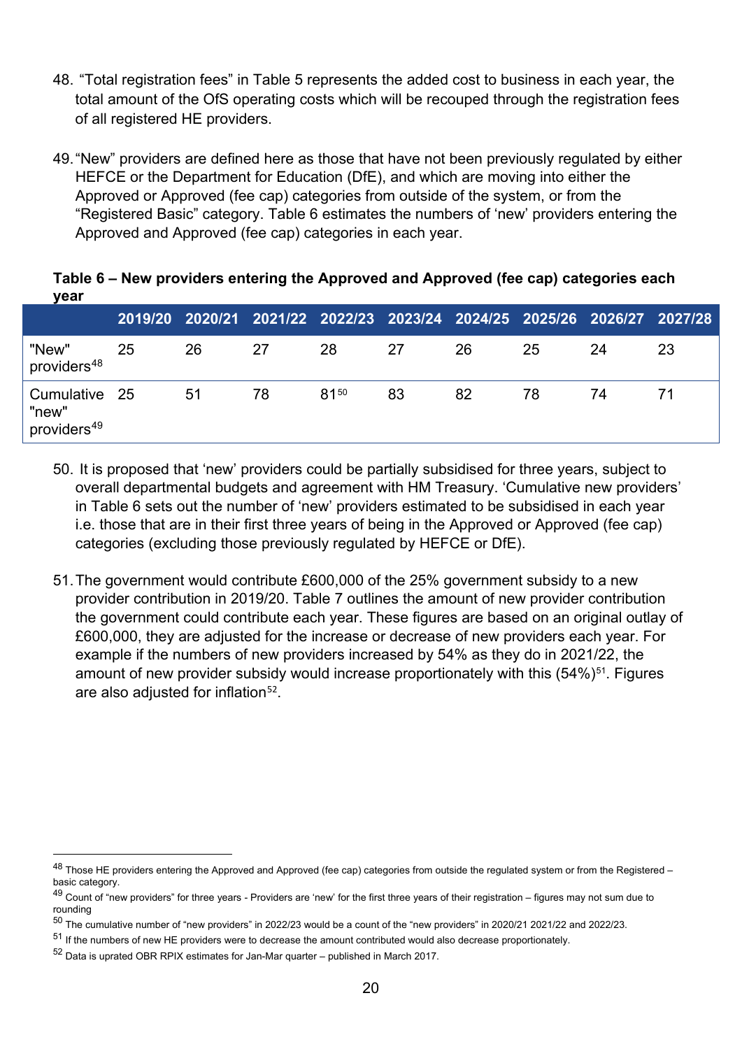48. "Total registration fees" in Table 5 represents the added cost to business in each year, the total amount of the OfS operating costs which will be recouped through the registration fees of all registered HE providers.

49. "New" providers are defined here as those that have not been previously regulated by either HEFCE or the Department for Education (DfE), and which are moving into either the Approved or Approved (fee cap) categories from outside of the system, or from the "Registered Basic" category. Table 6 estimates the numbers of 'new' providers entering the Approved and Approved (fee cap) categories in each year.

**Table 6 – New providers entering the Approved and Approved (fee cap) categories each year**

| | 2019/20 | 2020/21 | 2021/22 | 2022/23 | 2023/24 | 2024/25 | 2025/26 | 2026/27 | 2027/28 |
|---|---|---|---|---|---|---|---|---|---|
| "New" providers[48] | 25 | 26 | 27 | 28 | 27 | 26 | 25 | 24 | 23 |
| Cumulative "new" providers[49] | 25 | 51 | 78 | 81[50] | 83 | 82 | 78 | 74 | 71 |

50. It is proposed that 'new' providers could be partially subsidised for three years, subject to overall departmental budgets and agreement with HM Treasury. 'Cumulative new providers' in Table 6 sets out the number of 'new' providers estimated to be subsidised in each year i.e. those that are in their first three years of being in the Approved or Approved (fee cap) categories (excluding those previously regulated by HEFCE or DfE).

51. The government would contribute £600,000 of the 25% government subsidy to a new provider contribution in 2019/20. Table 7 outlines the amount of new provider contribution the government could contribute each year. These figures are based on an original outlay of £600,000, they are adjusted for the increase or decrease of new providers each year. For example if the numbers of new providers increased by 54% as they do in 2021/22, the amount of new provider subsidy would increase proportionately with this (54%)[51]. Figures are also adjusted for inflation[52].

---

[48] Those HE providers entering the Approved and Approved (fee cap) categories from outside the regulated system or from the Registered – basic category.

[49] Count of "new providers" for three years - Providers are 'new' for the first three years of their registration – figures may not sum due to rounding

[50] The cumulative number of "new providers" in 2022/23 would be a count of the "new providers" in 2020/21 2021/22 and 2022/23.

[51] If the numbers of new HE providers were to decrease the amount contributed would also decrease proportionately.

[52] Data is uprated OBR RPIX estimates for Jan-Mar quarter – published in March 2017.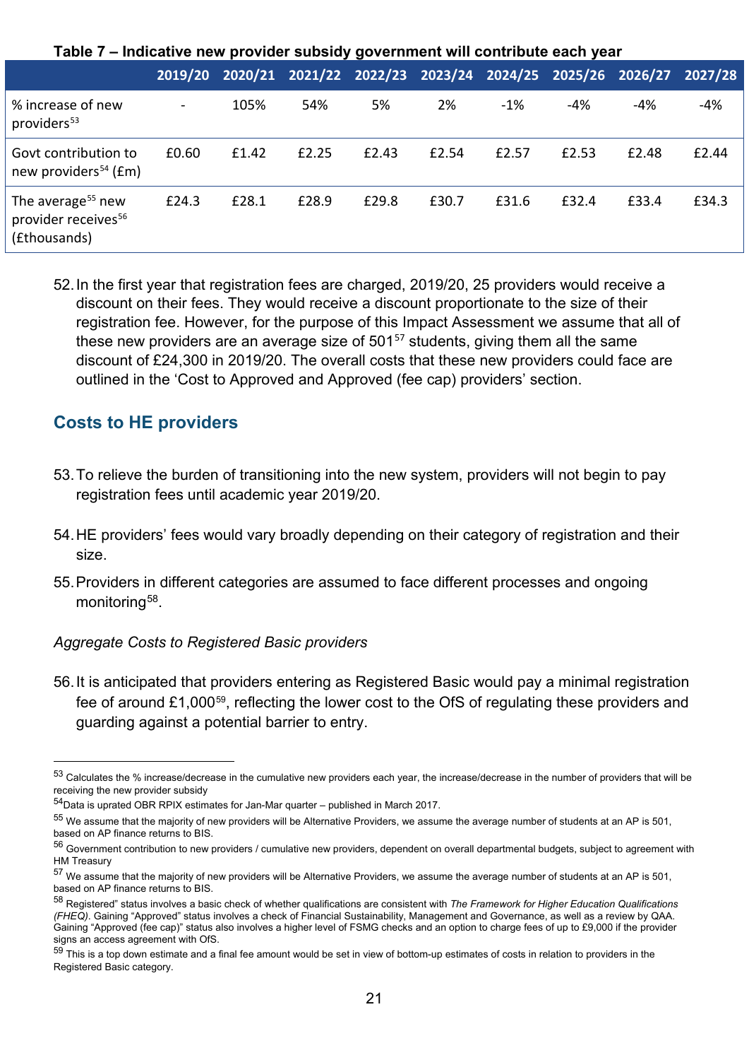**Table 7 – Indicative new provider subsidy government will contribute each year**

| | 2019/20 | 2020/21 | 2021/22 | 2022/23 | 2023/24 | 2024/25 | 2025/26 | 2026/27 | 2027/28 |
|---|---|---|---|---|---|---|---|---|---|
| % increase of new providers[53] | - | 105% | 54% | 5% | 2% | -1% | -4% | -4% | -4% |
| Govt contribution to new providers[54] (£m) | £0.60 | £1.42 | £2.25 | £2.43 | £2.54 | £2.57 | £2.53 | £2.48 | £2.44 |
| The average[55] new provider receives[56] (£thousands) | £24.3 | £28.1 | £28.9 | £29.8 | £30.7 | £31.6 | £32.4 | £33.4 | £34.3 |

52. In the first year that registration fees are charged, 2019/20, 25 providers would receive a discount on their fees. They would receive a discount proportionate to the size of their registration fee. However, for the purpose of this Impact Assessment we assume that all of these new providers are an average size of 501[57] students, giving them all the same discount of £24,300 in 2019/20. The overall costs that these new providers could face are outlined in the 'Cost to Approved and Approved (fee cap) providers' section.

## Costs to HE providers

53. To relieve the burden of transitioning into the new system, providers will not begin to pay registration fees until academic year 2019/20.

54. HE providers' fees would vary broadly depending on their category of registration and their size.

55. Providers in different categories are assumed to face different processes and ongoing monitoring[58].

*Aggregate Costs to Registered Basic providers*

56. It is anticipated that providers entering as Registered Basic would pay a minimal registration fee of around £1,000[59], reflecting the lower cost to the OfS of regulating these providers and guarding against a potential barrier to entry.

---

[53] Calculates the % increase/decrease in the cumulative new providers each year, the increase/decrease in the number of providers that will be receiving the new provider subsidy

[54] Data is uprated OBR RPIX estimates for Jan-Mar quarter – published in March 2017.

[55] We assume that the majority of new providers will be Alternative Providers, we assume the average number of students at an AP is 501, based on AP finance returns to BIS.

[56] Government contribution to new providers / cumulative new providers, dependent on overall departmental budgets, subject to agreement with HM Treasury

[57] We assume that the majority of new providers will be Alternative Providers, we assume the average number of students at an AP is 501, based on AP finance returns to BIS.

[58] Registered" status involves a basic check of whether qualifications are consistent with *The Framework for Higher Education Qualifications (FHEQ)*. Gaining "Approved" status involves a check of Financial Sustainability, Management and Governance, as well as a review by QAA. Gaining "Approved (fee cap)" status also involves a higher level of FSMG checks and an option to charge fees of up to £9,000 if the provider signs an access agreement with OfS.

[59] This is a top down estimate and a final fee amount would be set in view of bottom-up estimates of costs in relation to providers in the Registered Basic category.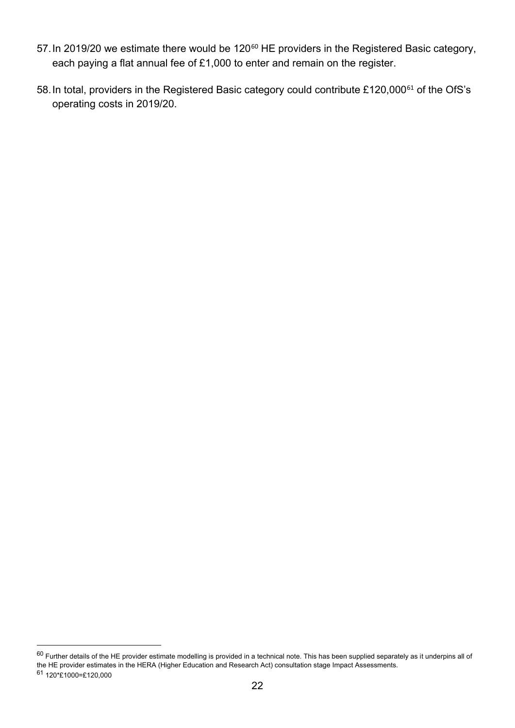57. In 2019/20 we estimate there would be 120[60] HE providers in the Registered Basic category, each paying a flat annual fee of £1,000 to enter and remain on the register.

58. In total, providers in the Registered Basic category could contribute £120,000[61] of the OfS's operating costs in 2019/20.

---

[60] Further details of the HE provider estimate modelling is provided in a technical note. This has been supplied separately as it underpins all of the HE provider estimates in the HERA (Higher Education and Research Act) consultation stage Impact Assessments.

[61] 120*£1000=£120,000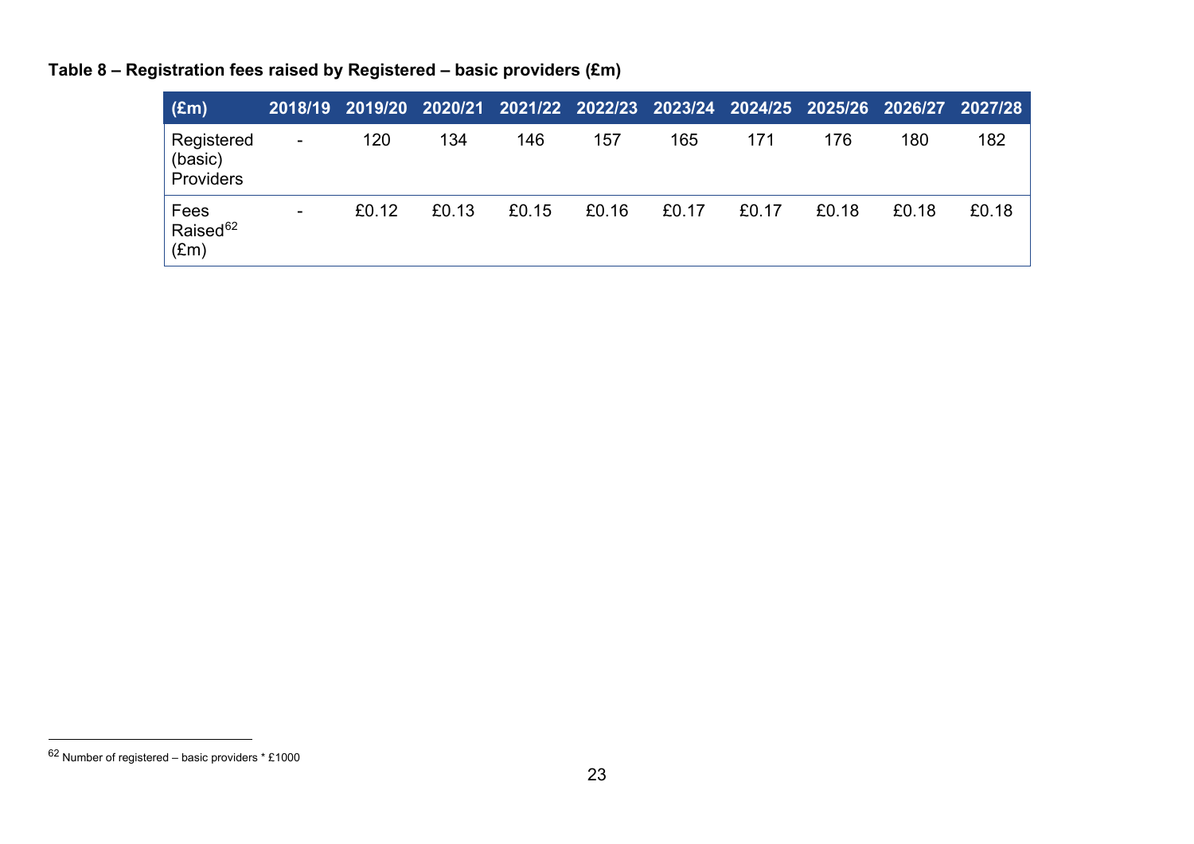**Table 8 – Registration fees raised by Registered – basic providers (£m)**

| (£m) | 2018/19 | 2019/20 | 2020/21 | 2021/22 | 2022/23 | 2023/24 | 2024/25 | 2025/26 | 2026/27 | 2027/28 |
|---|---|---|---|---|---|---|---|---|---|---|
| Registered (basic) Providers | - | 120 | 134 | 146 | 157 | 165 | 171 | 176 | 180 | 182 |
| Fees Raised[62] (£m) | - | £0.12 | £0.13 | £0.15 | £0.16 | £0.17 | £0.17 | £0.18 | £0.18 | £0.18 |

[62] Number of registered – basic providers * £1000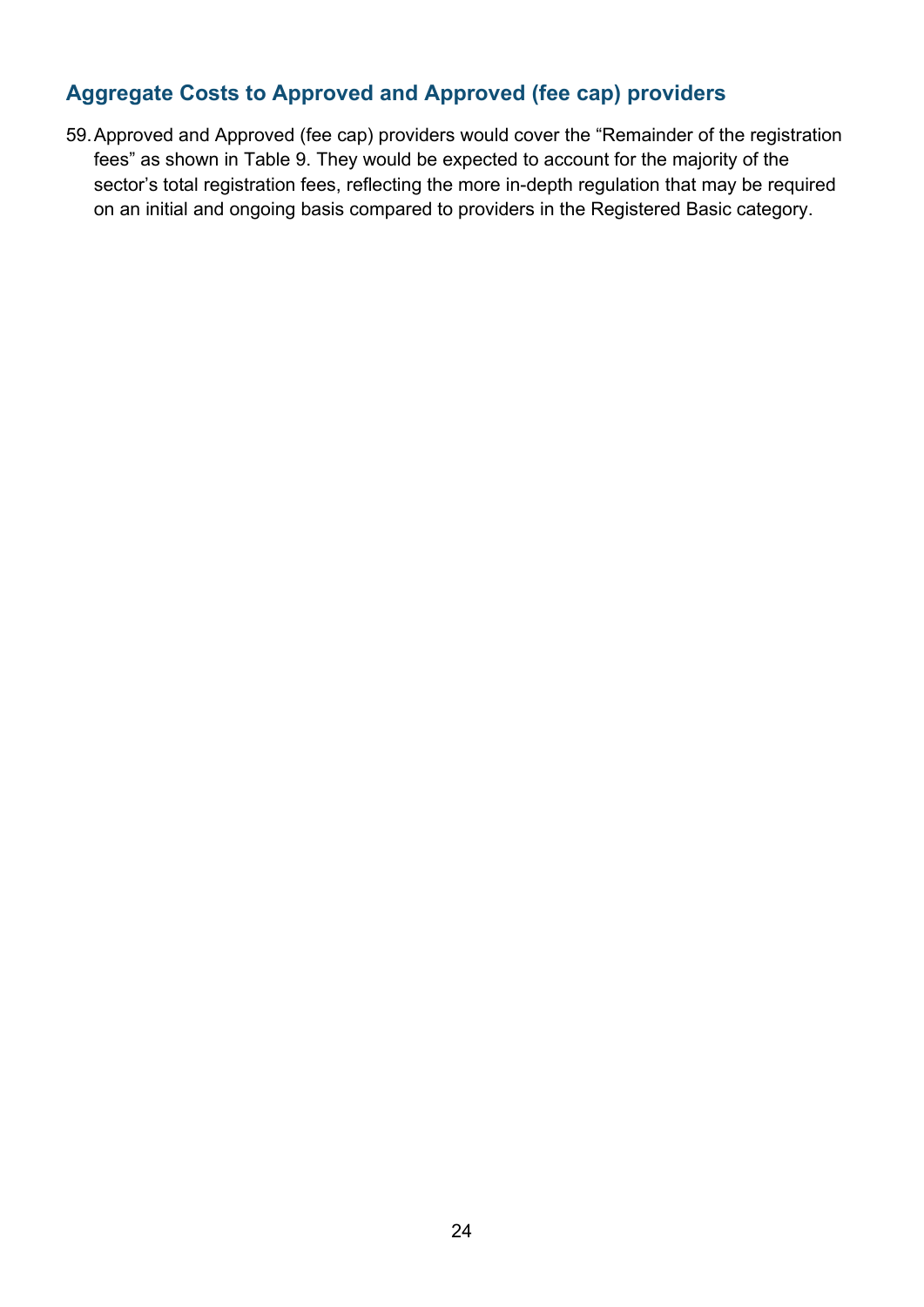## Aggregate Costs to Approved and Approved (fee cap) providers

59. Approved and Approved (fee cap) providers would cover the “Remainder of the registration fees” as shown in Table 9. They would be expected to account for the majority of the sector’s total registration fees, reflecting the more in-depth regulation that may be required on an initial and ongoing basis compared to providers in the Registered Basic category.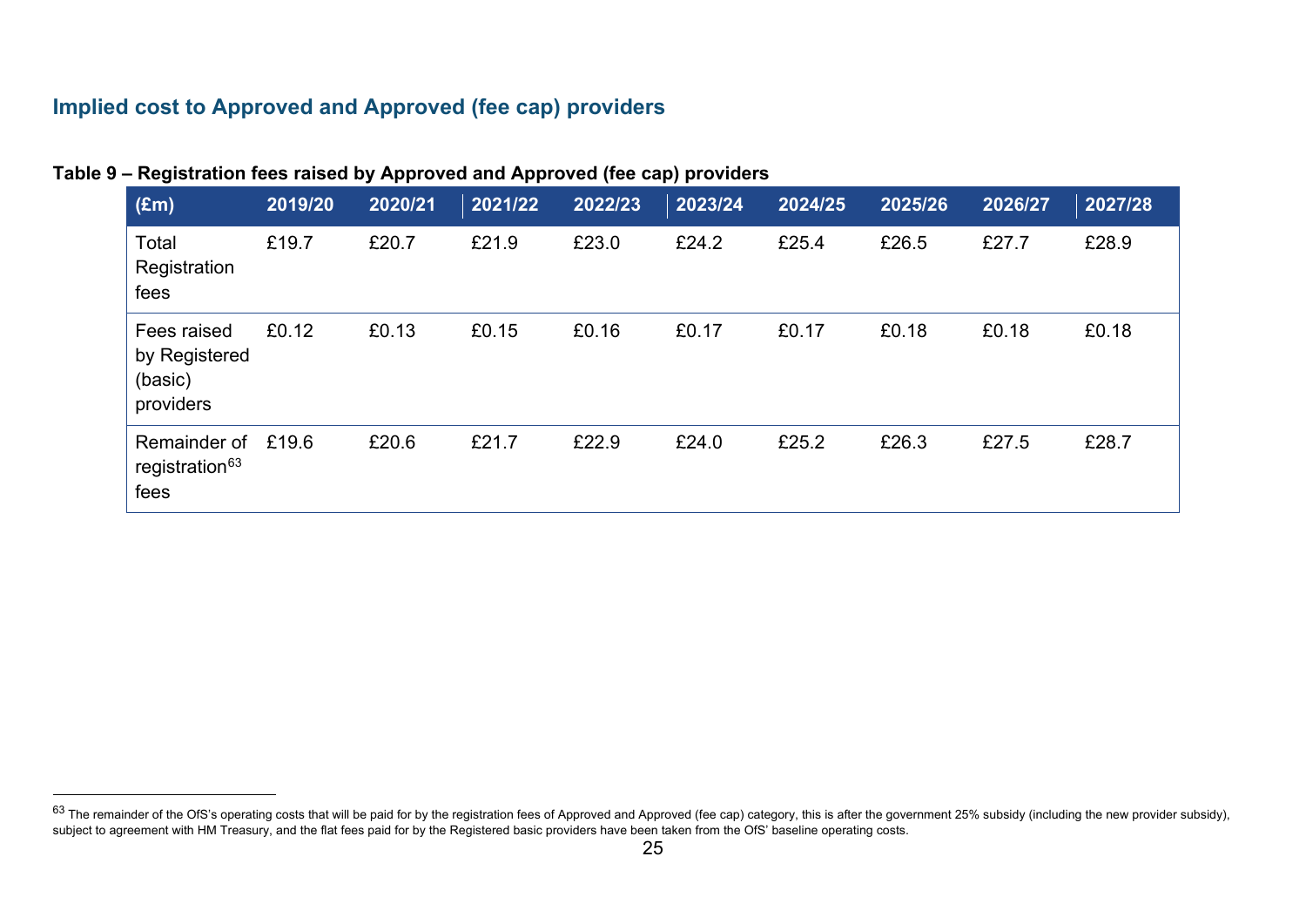## Implied cost to Approved and Approved (fee cap) providers

**Table 9 – Registration fees raised by Approved and Approved (fee cap) providers**

| (£m) | 2019/20 | 2020/21 | 2021/22 | 2022/23 | 2023/24 | 2024/25 | 2025/26 | 2026/27 | 2027/28 |
|---|---|---|---|---|---|---|---|---|---|
| Total Registration fees | £19.7 | £20.7 | £21.9 | £23.0 | £24.2 | £25.4 | £26.5 | £27.7 | £28.9 |
| Fees raised by Registered (basic) providers | £0.12 | £0.13 | £0.15 | £0.16 | £0.17 | £0.17 | £0.18 | £0.18 | £0.18 |
| Remainder of registration[63] fees | £19.6 | £20.6 | £21.7 | £22.9 | £24.0 | £25.2 | £26.3 | £27.5 | £28.7 |

[63] The remainder of the OfS's operating costs that will be paid for by the registration fees of Approved and Approved (fee cap) category, this is after the government 25% subsidy (including the new provider subsidy), subject to agreement with HM Treasury, and the flat fees paid for by the Registered basic providers have been taken from the OfS' baseline operating costs.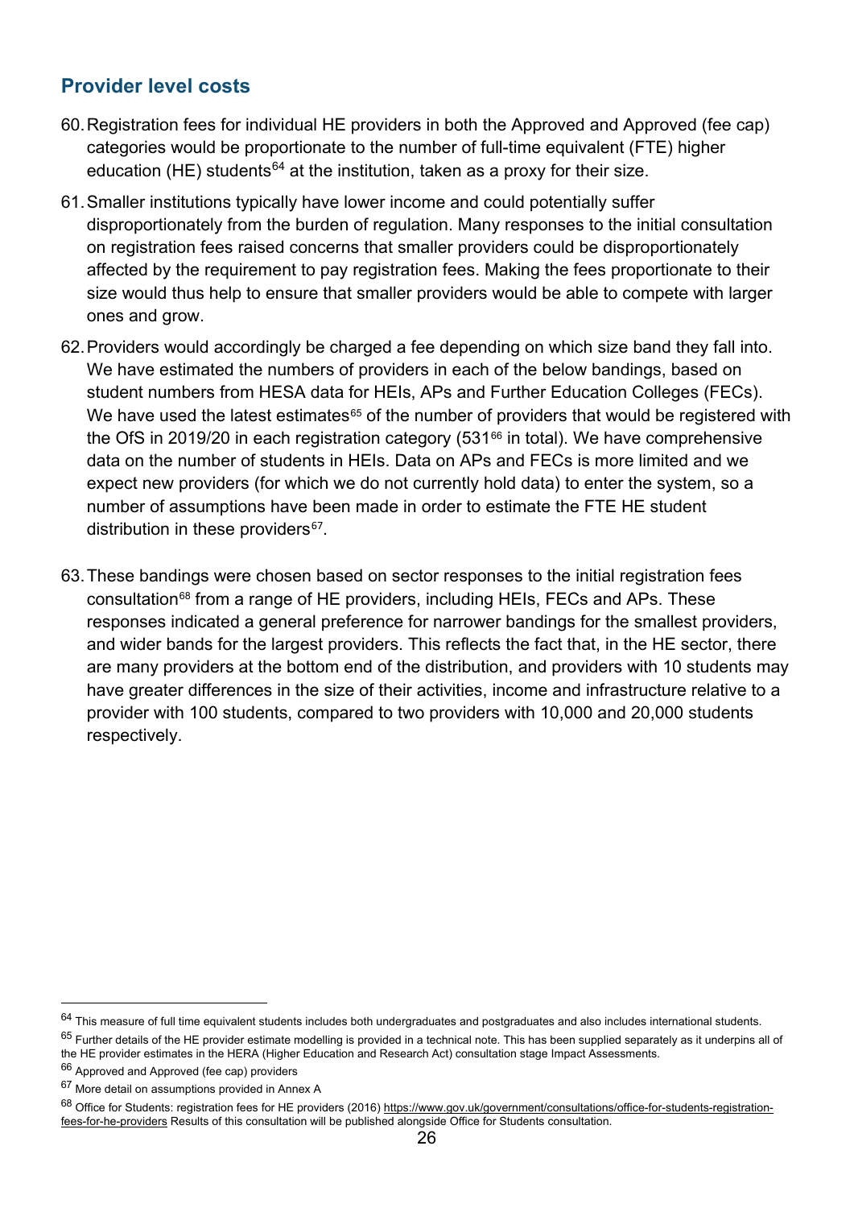## Provider level costs

60. Registration fees for individual HE providers in both the Approved and Approved (fee cap) categories would be proportionate to the number of full-time equivalent (FTE) higher education (HE) students[64] at the institution, taken as a proxy for their size.

61. Smaller institutions typically have lower income and could potentially suffer disproportionately from the burden of regulation. Many responses to the initial consultation on registration fees raised concerns that smaller providers could be disproportionately affected by the requirement to pay registration fees. Making the fees proportionate to their size would thus help to ensure that smaller providers would be able to compete with larger ones and grow.

62. Providers would accordingly be charged a fee depending on which size band they fall into. We have estimated the numbers of providers in each of the below bandings, based on student numbers from HESA data for HEIs, APs and Further Education Colleges (FECs). We have used the latest estimates[65] of the number of providers that would be registered with the OfS in 2019/20 in each registration category (531[66] in total). We have comprehensive data on the number of students in HEIs. Data on APs and FECs is more limited and we expect new providers (for which we do not currently hold data) to enter the system, so a number of assumptions have been made in order to estimate the FTE HE student distribution in these providers[67].

63. These bandings were chosen based on sector responses to the initial registration fees consultation[68] from a range of HE providers, including HEIs, FECs and APs. These responses indicated a general preference for narrower bandings for the smallest providers, and wider bands for the largest providers. This reflects the fact that, in the HE sector, there are many providers at the bottom end of the distribution, and providers with 10 students may have greater differences in the size of their activities, income and infrastructure relative to a provider with 100 students, compared to two providers with 10,000 and 20,000 students respectively.

---

[64] This measure of full time equivalent students includes both undergraduates and postgraduates and also includes international students.

[65] Further details of the HE provider estimate modelling is provided in a technical note. This has been supplied separately as it underpins all of the HE provider estimates in the HERA (Higher Education and Research Act) consultation stage Impact Assessments.

[66] Approved and Approved (fee cap) providers

[67] More detail on assumptions provided in Annex A

[68] Office for Students: registration fees for HE providers (2016) https://www.gov.uk/government/consultations/office-for-students-registration-fees-for-he-providers Results of this consultation will be published alongside Office for Students consultation.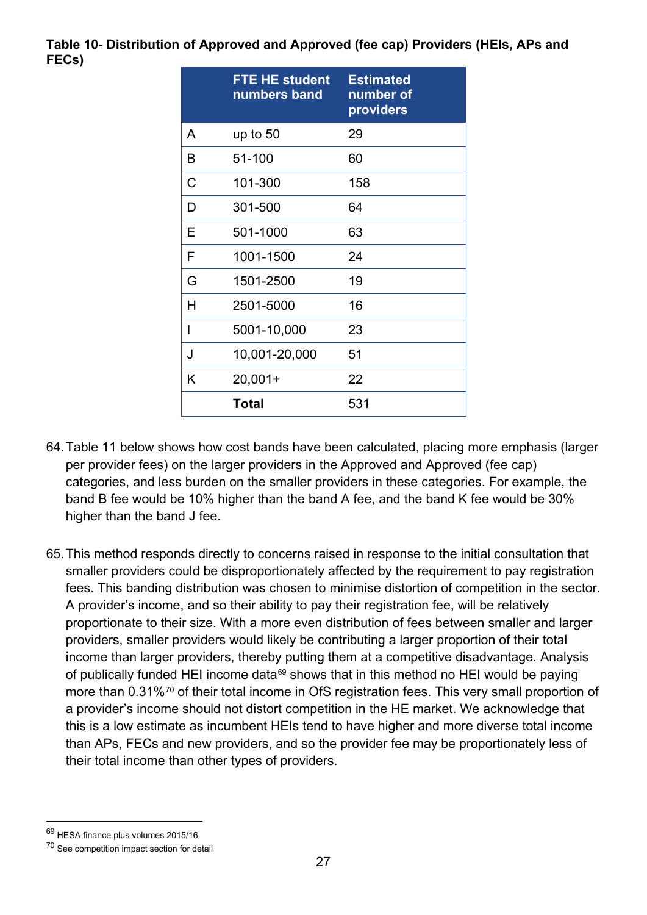**Table 10- Distribution of Approved and Approved (fee cap) Providers (HEIs, APs and FECs)**

| | FTE HE student numbers band | Estimated number of providers |
|---|---|---|
| A | up to 50 | 29 |
| B | 51-100 | 60 |
| C | 101-300 | 158 |
| D | 301-500 | 64 |
| E | 501-1000 | 63 |
| F | 1001-1500 | 24 |
| G | 1501-2500 | 19 |
| H | 2501-5000 | 16 |
| I | 5001-10,000 | 23 |
| J | 10,001-20,000 | 51 |
| K | 20,001+ | 22 |
| | **Total** | 531 |

64. Table 11 below shows how cost bands have been calculated, placing more emphasis (larger per provider fees) on the larger providers in the Approved and Approved (fee cap) categories, and less burden on the smaller providers in these categories. For example, the band B fee would be 10% higher than the band A fee, and the band K fee would be 30% higher than the band J fee.

65. This method responds directly to concerns raised in response to the initial consultation that smaller providers could be disproportionately affected by the requirement to pay registration fees. This banding distribution was chosen to minimise distortion of competition in the sector. A provider's income, and so their ability to pay their registration fee, will be relatively proportionate to their size. With a more even distribution of fees between smaller and larger providers, smaller providers would likely be contributing a larger proportion of their total income than larger providers, thereby putting them at a competitive disadvantage. Analysis of publically funded HEI income data[69] shows that in this method no HEI would be paying more than 0.31%[70] of their total income in OfS registration fees. This very small proportion of a provider's income should not distort competition in the HE market. We acknowledge that this is a low estimate as incumbent HEIs tend to have higher and more diverse total income than APs, FECs and new providers, and so the provider fee may be proportionately less of their total income than other types of providers.

[69] HESA finance plus volumes 2015/16

[70] See competition impact section for detail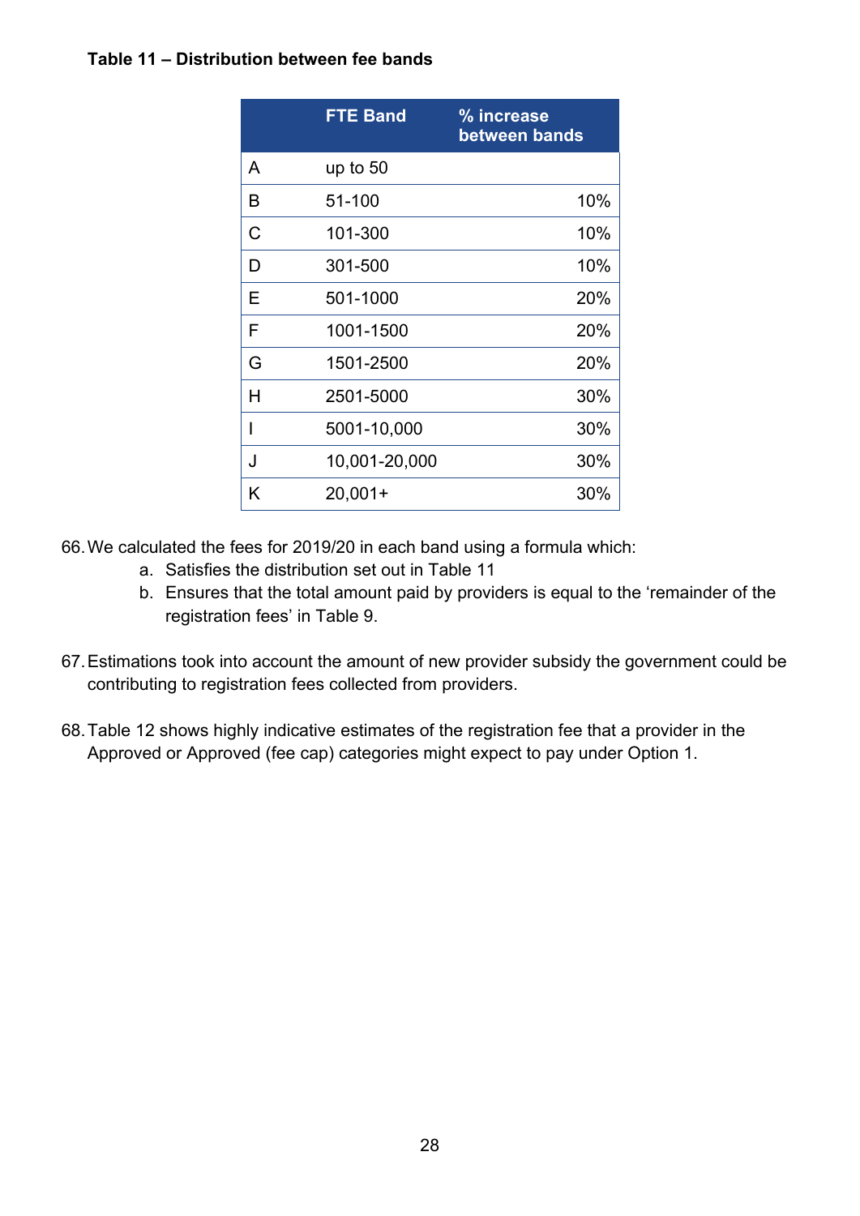**Table 11 – Distribution between fee bands**

| | FTE Band | % increase between bands |
|---|---|---|
| A | up to 50 | |
| B | 51-100 | 10% |
| C | 101-300 | 10% |
| D | 301-500 | 10% |
| E | 501-1000 | 20% |
| F | 1001-1500 | 20% |
| G | 1501-2500 | 20% |
| H | 2501-5000 | 30% |
| I | 5001-10,000 | 30% |
| J | 10,001-20,000 | 30% |
| K | 20,001+ | 30% |

66. We calculated the fees for 2019/20 in each band using a formula which:
    a. Satisfies the distribution set out in Table 11
    b. Ensures that the total amount paid by providers is equal to the 'remainder of the registration fees' in Table 9.

67. Estimations took into account the amount of new provider subsidy the government could be contributing to registration fees collected from providers.

68. Table 12 shows highly indicative estimates of the registration fee that a provider in the Approved or Approved (fee cap) categories might expect to pay under Option 1.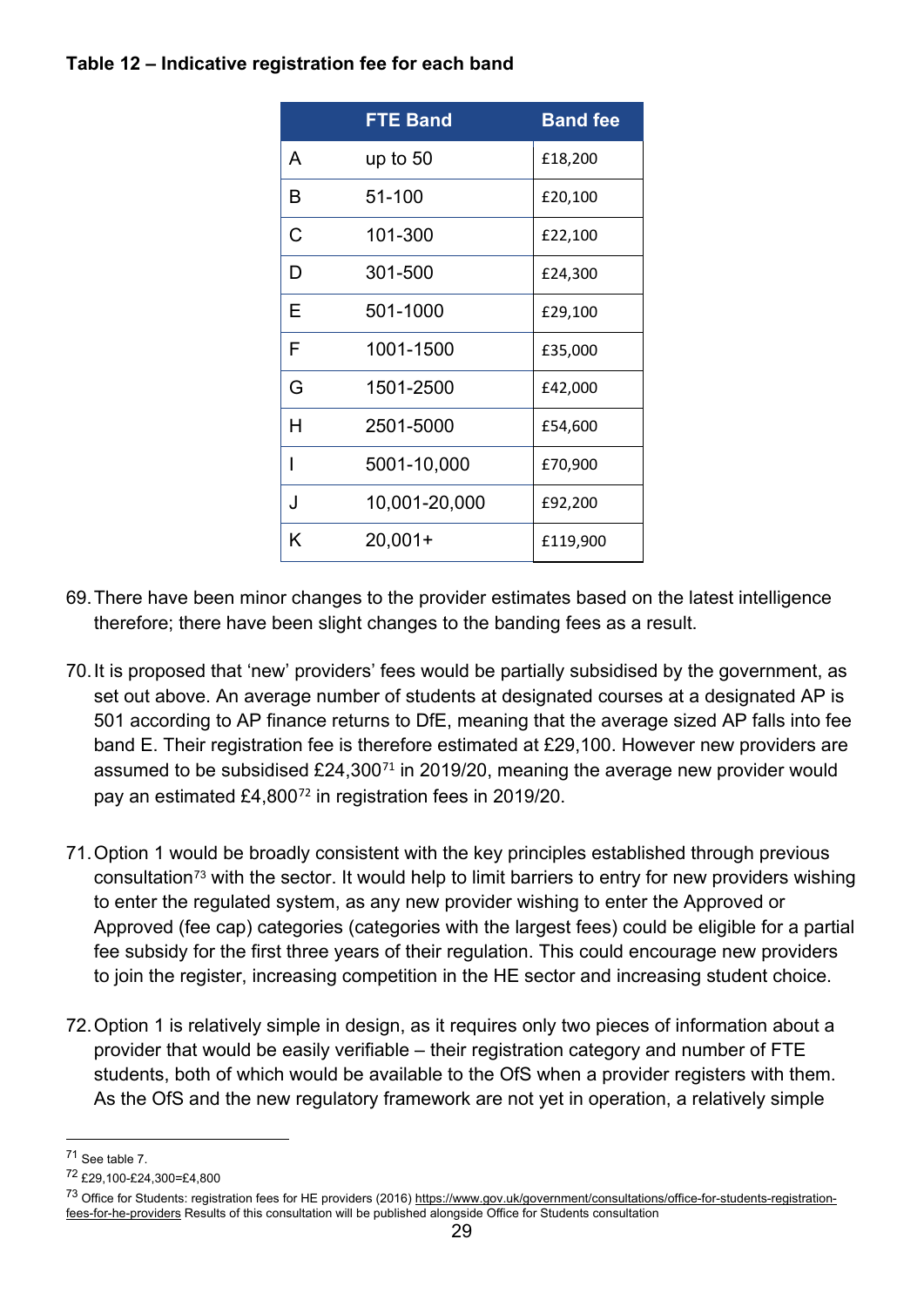**Table 12 – Indicative registration fee for each band**

| | FTE Band | Band fee |
|---|---|---|
| A | up to 50 | £18,200 |
| B | 51-100 | £20,100 |
| C | 101-300 | £22,100 |
| D | 301-500 | £24,300 |
| E | 501-1000 | £29,100 |
| F | 1001-1500 | £35,000 |
| G | 1501-2500 | £42,000 |
| H | 2501-5000 | £54,600 |
| I | 5001-10,000 | £70,900 |
| J | 10,001-20,000 | £92,200 |
| K | 20,001+ | £119,900 |

69. There have been minor changes to the provider estimates based on the latest intelligence therefore; there have been slight changes to the banding fees as a result.

70. It is proposed that 'new' providers' fees would be partially subsidised by the government, as set out above. An average number of students at designated courses at a designated AP is 501 according to AP finance returns to DfE, meaning that the average sized AP falls into fee band E. Their registration fee is therefore estimated at £29,100. However new providers are assumed to be subsidised £24,300[71] in 2019/20, meaning the average new provider would pay an estimated £4,800[72] in registration fees in 2019/20.

71. Option 1 would be broadly consistent with the key principles established through previous consultation[73] with the sector. It would help to limit barriers to entry for new providers wishing to enter the regulated system, as any new provider wishing to enter the Approved or Approved (fee cap) categories (categories with the largest fees) could be eligible for a partial fee subsidy for the first three years of their regulation. This could encourage new providers to join the register, increasing competition in the HE sector and increasing student choice.

72. Option 1 is relatively simple in design, as it requires only two pieces of information about a provider that would be easily verifiable – their registration category and number of FTE students, both of which would be available to the OfS when a provider registers with them. As the OfS and the new regulatory framework are not yet in operation, a relatively simple

---

[71] See table 7.

[72] £29,100-£24,300=£4,800

[73] Office for Students: registration fees for HE providers (2016) https://www.gov.uk/government/consultations/office-for-students-registration-fees-for-he-providers Results of this consultation will be published alongside Office for Students consultation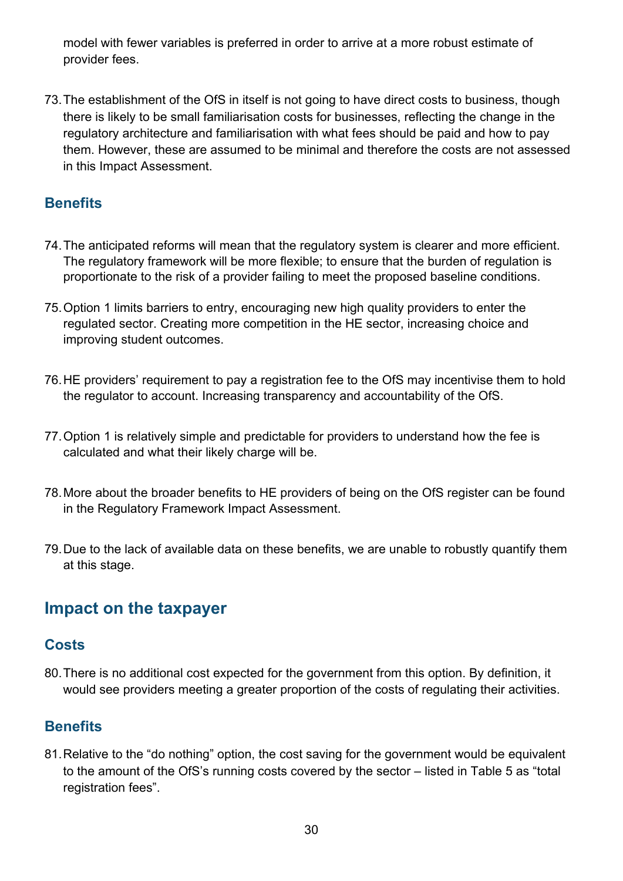model with fewer variables is preferred in order to arrive at a more robust estimate of provider fees.

73. The establishment of the OfS in itself is not going to have direct costs to business, though there is likely to be small familiarisation costs for businesses, reflecting the change in the regulatory architecture and familiarisation with what fees should be paid and how to pay them. However, these are assumed to be minimal and therefore the costs are not assessed in this Impact Assessment.

### Benefits

74. The anticipated reforms will mean that the regulatory system is clearer and more efficient. The regulatory framework will be more flexible; to ensure that the burden of regulation is proportionate to the risk of a provider failing to meet the proposed baseline conditions.

75. Option 1 limits barriers to entry, encouraging new high quality providers to enter the regulated sector. Creating more competition in the HE sector, increasing choice and improving student outcomes.

76. HE providers' requirement to pay a registration fee to the OfS may incentivise them to hold the regulator to account. Increasing transparency and accountability of the OfS.

77. Option 1 is relatively simple and predictable for providers to understand how the fee is calculated and what their likely charge will be.

78. More about the broader benefits to HE providers of being on the OfS register can be found in the Regulatory Framework Impact Assessment.

79. Due to the lack of available data on these benefits, we are unable to robustly quantify them at this stage.

## Impact on the taxpayer

### Costs

80. There is no additional cost expected for the government from this option. By definition, it would see providers meeting a greater proportion of the costs of regulating their activities.

### Benefits

81. Relative to the "do nothing" option, the cost saving for the government would be equivalent to the amount of the OfS's running costs covered by the sector – listed in Table 5 as "total registration fees".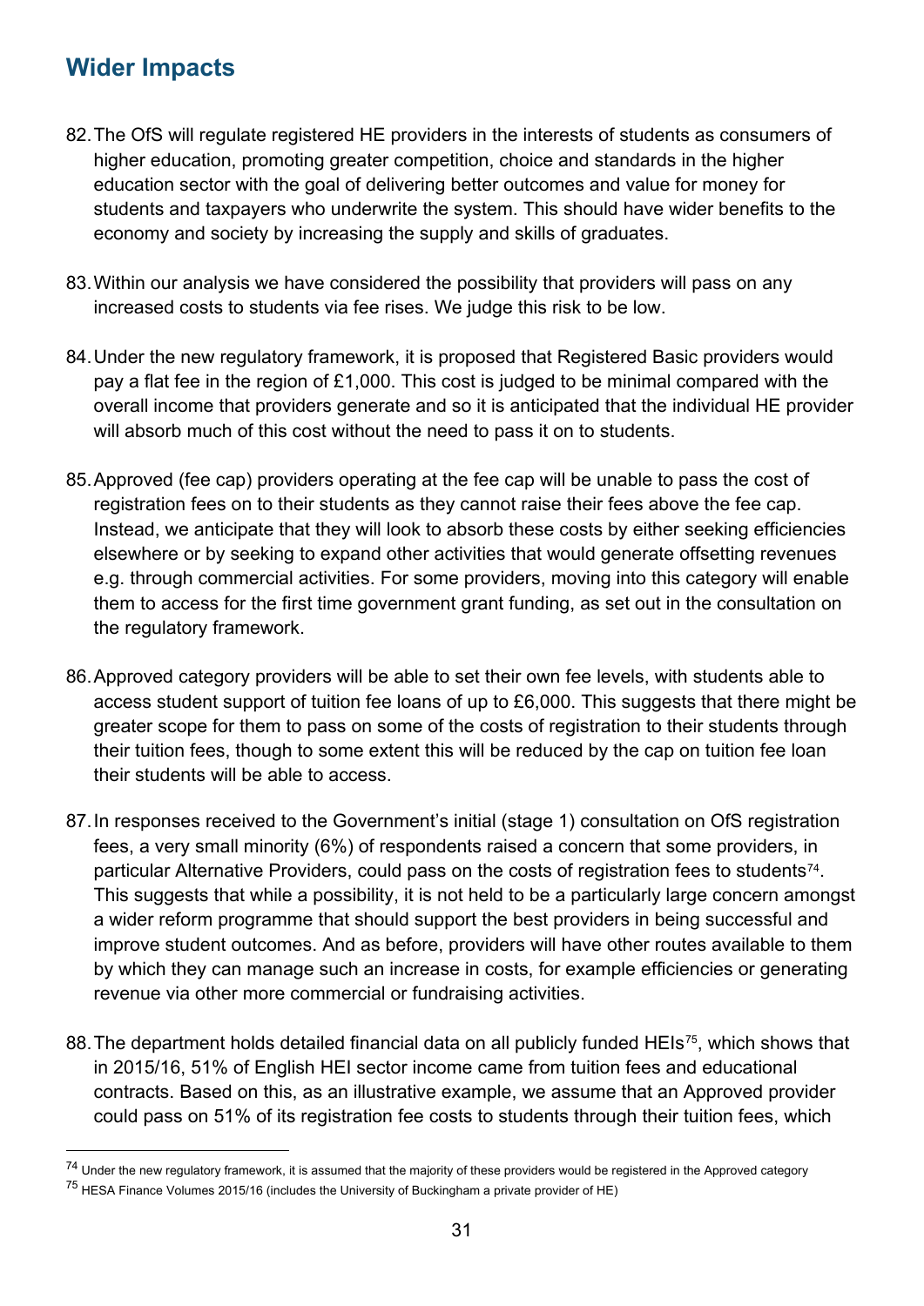## Wider Impacts

82. The OfS will regulate registered HE providers in the interests of students as consumers of higher education, promoting greater competition, choice and standards in the higher education sector with the goal of delivering better outcomes and value for money for students and taxpayers who underwrite the system. This should have wider benefits to the economy and society by increasing the supply and skills of graduates.

83. Within our analysis we have considered the possibility that providers will pass on any increased costs to students via fee rises. We judge this risk to be low.

84. Under the new regulatory framework, it is proposed that Registered Basic providers would pay a flat fee in the region of £1,000. This cost is judged to be minimal compared with the overall income that providers generate and so it is anticipated that the individual HE provider will absorb much of this cost without the need to pass it on to students.

85. Approved (fee cap) providers operating at the fee cap will be unable to pass the cost of registration fees on to their students as they cannot raise their fees above the fee cap. Instead, we anticipate that they will look to absorb these costs by either seeking efficiencies elsewhere or by seeking to expand other activities that would generate offsetting revenues e.g. through commercial activities. For some providers, moving into this category will enable them to access for the first time government grant funding, as set out in the consultation on the regulatory framework.

86. Approved category providers will be able to set their own fee levels, with students able to access student support of tuition fee loans of up to £6,000. This suggests that there might be greater scope for them to pass on some of the costs of registration to their students through their tuition fees, though to some extent this will be reduced by the cap on tuition fee loan their students will be able to access.

87. In responses received to the Government's initial (stage 1) consultation on OfS registration fees, a very small minority (6%) of respondents raised a concern that some providers, in particular Alternative Providers, could pass on the costs of registration fees to students[74]. This suggests that while a possibility, it is not held to be a particularly large concern amongst a wider reform programme that should support the best providers in being successful and improve student outcomes. And as before, providers will have other routes available to them by which they can manage such an increase in costs, for example efficiencies or generating revenue via other more commercial or fundraising activities.

88. The department holds detailed financial data on all publicly funded HEIs[75], which shows that in 2015/16, 51% of English HEI sector income came from tuition fees and educational contracts. Based on this, as an illustrative example, we assume that an Approved provider could pass on 51% of its registration fee costs to students through their tuition fees, which

---

[74] Under the new regulatory framework, it is assumed that the majority of these providers would be registered in the Approved category

[75] HESA Finance Volumes 2015/16 (includes the University of Buckingham a private provider of HE)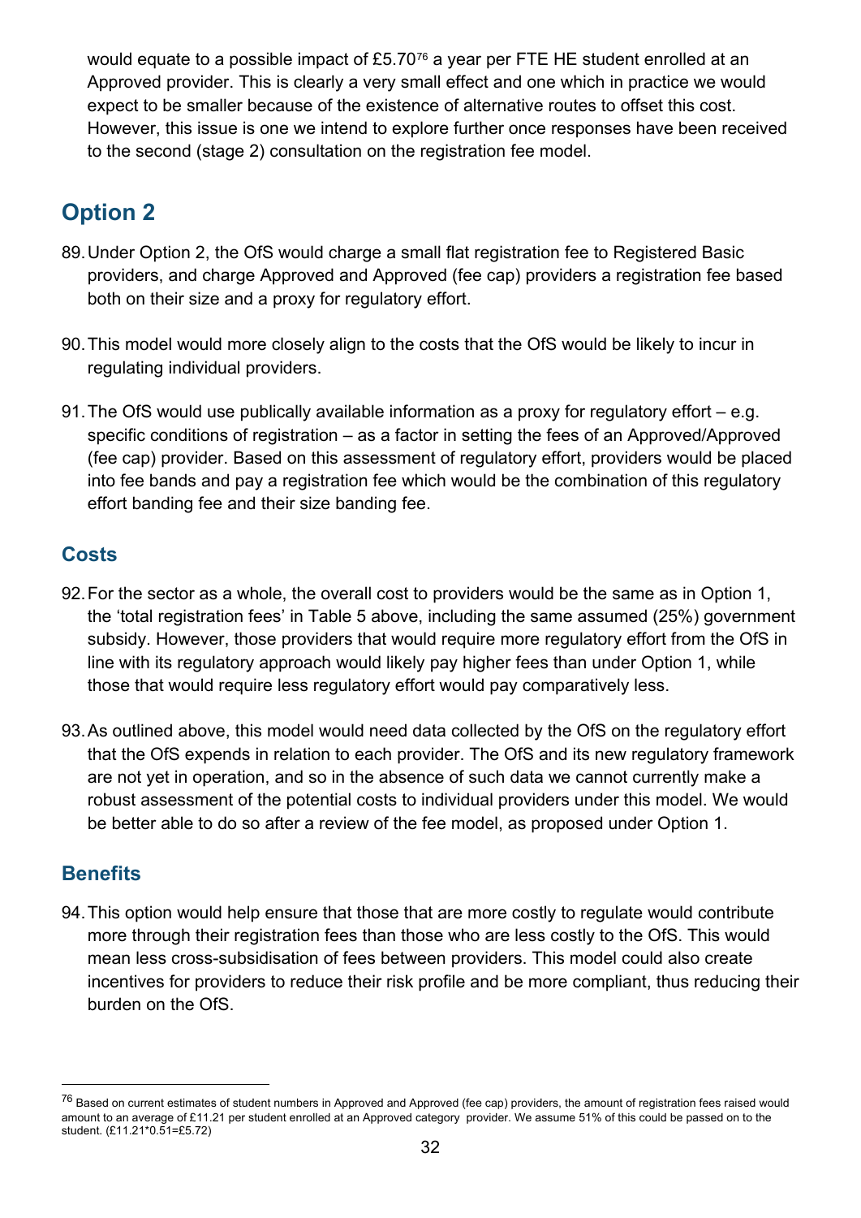would equate to a possible impact of £5.70[76] a year per FTE HE student enrolled at an Approved provider. This is clearly a very small effect and one which in practice we would expect to be smaller because of the existence of alternative routes to offset this cost. However, this issue is one we intend to explore further once responses have been received to the second (stage 2) consultation on the registration fee model.

## Option 2

89. Under Option 2, the OfS would charge a small flat registration fee to Registered Basic providers, and charge Approved and Approved (fee cap) providers a registration fee based both on their size and a proxy for regulatory effort.

90. This model would more closely align to the costs that the OfS would be likely to incur in regulating individual providers.

91. The OfS would use publically available information as a proxy for regulatory effort – e.g. specific conditions of registration – as a factor in setting the fees of an Approved/Approved (fee cap) provider. Based on this assessment of regulatory effort, providers would be placed into fee bands and pay a registration fee which would be the combination of this regulatory effort banding fee and their size banding fee.

### Costs

92. For the sector as a whole, the overall cost to providers would be the same as in Option 1, the 'total registration fees' in Table 5 above, including the same assumed (25%) government subsidy. However, those providers that would require more regulatory effort from the OfS in line with its regulatory approach would likely pay higher fees than under Option 1, while those that would require less regulatory effort would pay comparatively less.

93. As outlined above, this model would need data collected by the OfS on the regulatory effort that the OfS expends in relation to each provider. The OfS and its new regulatory framework are not yet in operation, and so in the absence of such data we cannot currently make a robust assessment of the potential costs to individual providers under this model. We would be better able to do so after a review of the fee model, as proposed under Option 1.

### Benefits

94. This option would help ensure that those that are more costly to regulate would contribute more through their registration fees than those who are less costly to the OfS. This would mean less cross-subsidisation of fees between providers. This model could also create incentives for providers to reduce their risk profile and be more compliant, thus reducing their burden on the OfS.

---

[76] Based on current estimates of student numbers in Approved and Approved (fee cap) providers, the amount of registration fees raised would amount to an average of £11.21 per student enrolled at an Approved category provider. We assume 51% of this could be passed on to the student. (£11.21*0.51=£5.72)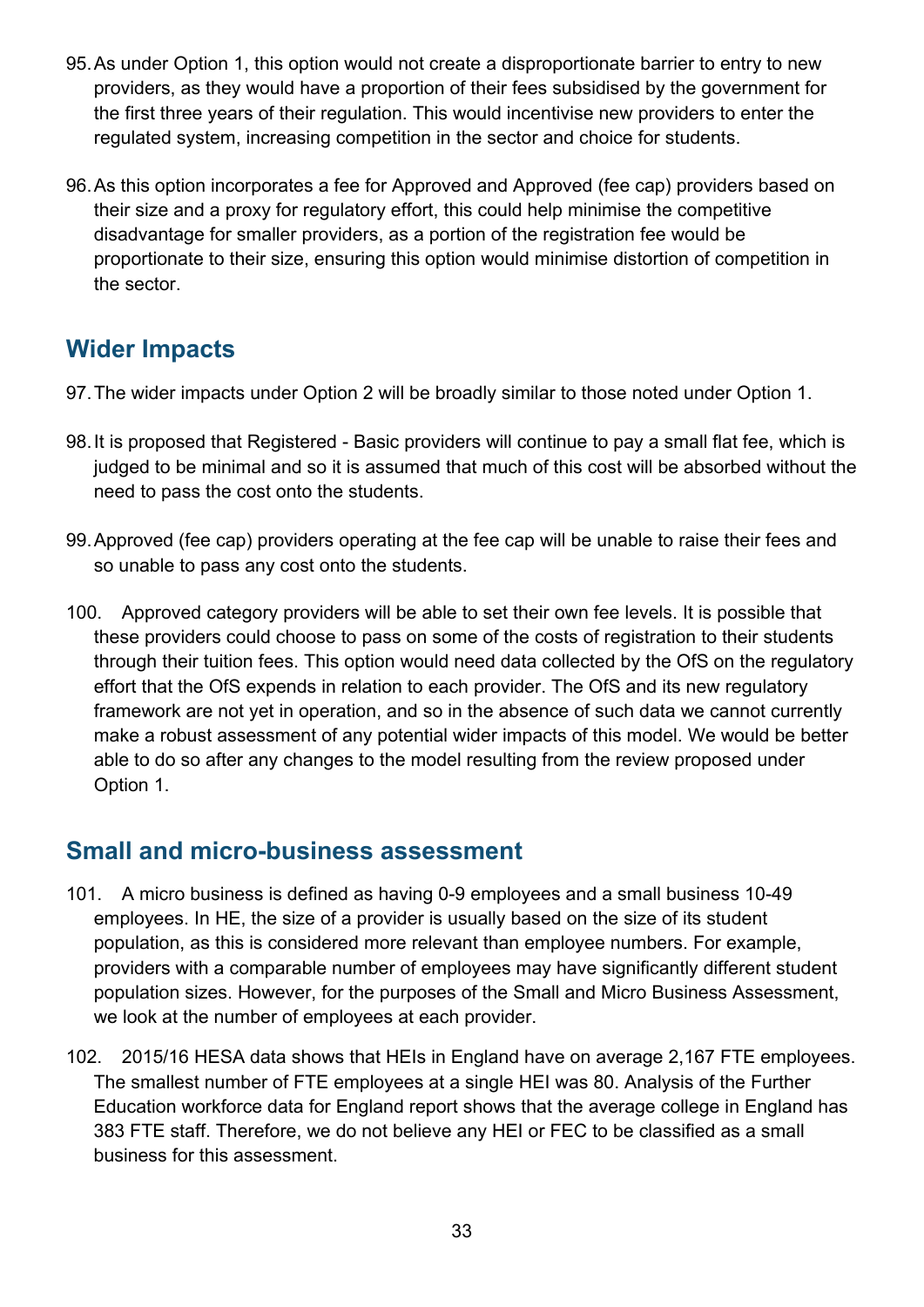95. As under Option 1, this option would not create a disproportionate barrier to entry to new providers, as they would have a proportion of their fees subsidised by the government for the first three years of their regulation. This would incentivise new providers to enter the regulated system, increasing competition in the sector and choice for students.

96. As this option incorporates a fee for Approved and Approved (fee cap) providers based on their size and a proxy for regulatory effort, this could help minimise the competitive disadvantage for smaller providers, as a portion of the registration fee would be proportionate to their size, ensuring this option would minimise distortion of competition in the sector.

## Wider Impacts

97. The wider impacts under Option 2 will be broadly similar to those noted under Option 1.

98. It is proposed that Registered - Basic providers will continue to pay a small flat fee, which is judged to be minimal and so it is assumed that much of this cost will be absorbed without the need to pass the cost onto the students.

99. Approved (fee cap) providers operating at the fee cap will be unable to raise their fees and so unable to pass any cost onto the students.

100. Approved category providers will be able to set their own fee levels. It is possible that these providers could choose to pass on some of the costs of registration to their students through their tuition fees. This option would need data collected by the OfS on the regulatory effort that the OfS expends in relation to each provider. The OfS and its new regulatory framework are not yet in operation, and so in the absence of such data we cannot currently make a robust assessment of any potential wider impacts of this model. We would be better able to do so after any changes to the model resulting from the review proposed under Option 1.

## Small and micro-business assessment

101. A micro business is defined as having 0-9 employees and a small business 10-49 employees. In HE, the size of a provider is usually based on the size of its student population, as this is considered more relevant than employee numbers. For example, providers with a comparable number of employees may have significantly different student population sizes. However, for the purposes of the Small and Micro Business Assessment, we look at the number of employees at each provider.

102. 2015/16 HESA data shows that HEIs in England have on average 2,167 FTE employees. The smallest number of FTE employees at a single HEI was 80. Analysis of the Further Education workforce data for England report shows that the average college in England has 383 FTE staff. Therefore, we do not believe any HEI or FEC to be classified as a small business for this assessment.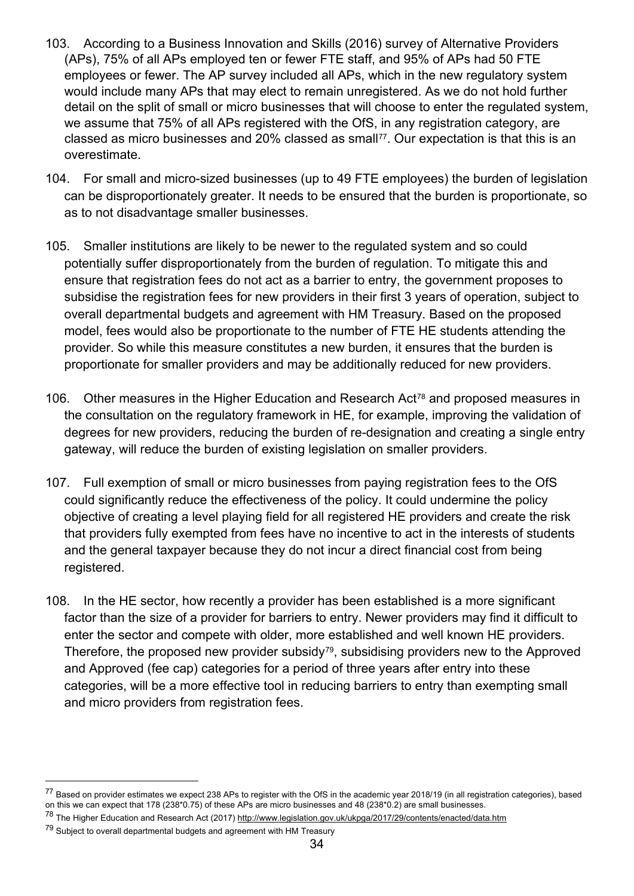103. According to a Business Innovation and Skills (2016) survey of Alternative Providers (APs), 75% of all APs employed ten or fewer FTE staff, and 95% of APs had 50 FTE employees or fewer. The AP survey included all APs, which in the new regulatory system would include many APs that may elect to remain unregistered. As we do not hold further detail on the split of small or micro businesses that will choose to enter the regulated system, we assume that 75% of all APs registered with the OfS, in any registration category, are classed as micro businesses and 20% classed as small[77]. Our expectation is that this is an overestimate.

104. For small and micro-sized businesses (up to 49 FTE employees) the burden of legislation can be disproportionately greater. It needs to be ensured that the burden is proportionate, so as to not disadvantage smaller businesses.

105. Smaller institutions are likely to be newer to the regulated system and so could potentially suffer disproportionately from the burden of regulation. To mitigate this and ensure that registration fees do not act as a barrier to entry, the government proposes to subsidise the registration fees for new providers in their first 3 years of operation, subject to overall departmental budgets and agreement with HM Treasury. Based on the proposed model, fees would also be proportionate to the number of FTE HE students attending the provider. So while this measure constitutes a new burden, it ensures that the burden is proportionate for smaller providers and may be additionally reduced for new providers.

106. Other measures in the Higher Education and Research Act[78] and proposed measures in the consultation on the regulatory framework in HE, for example, improving the validation of degrees for new providers, reducing the burden of re-designation and creating a single entry gateway, will reduce the burden of existing legislation on smaller providers.

107. Full exemption of small or micro businesses from paying registration fees to the OfS could significantly reduce the effectiveness of the policy. It could undermine the policy objective of creating a level playing field for all registered HE providers and create the risk that providers fully exempted from fees have no incentive to act in the interests of students and the general taxpayer because they do not incur a direct financial cost from being registered.

108. In the HE sector, how recently a provider has been established is a more significant factor than the size of a provider for barriers to entry. Newer providers may find it difficult to enter the sector and compete with older, more established and well known HE providers. Therefore, the proposed new provider subsidy[79], subsidising providers new to the Approved and Approved (fee cap) categories for a period of three years after entry into these categories, will be a more effective tool in reducing barriers to entry than exempting small and micro providers from registration fees.

---

[77] Based on provider estimates we expect 238 APs to register with the OfS in the academic year 2018/19 (in all registration categories), based on this we can expect that 178 (238*0.75) of these APs are micro businesses and 48 (238*0.2) are small businesses.

[78] The Higher Education and Research Act (2017) http://www.legislation.gov.uk/ukpga/2017/29/contents/enacted/data.htm

[79] Subject to overall departmental budgets and agreement with HM Treasury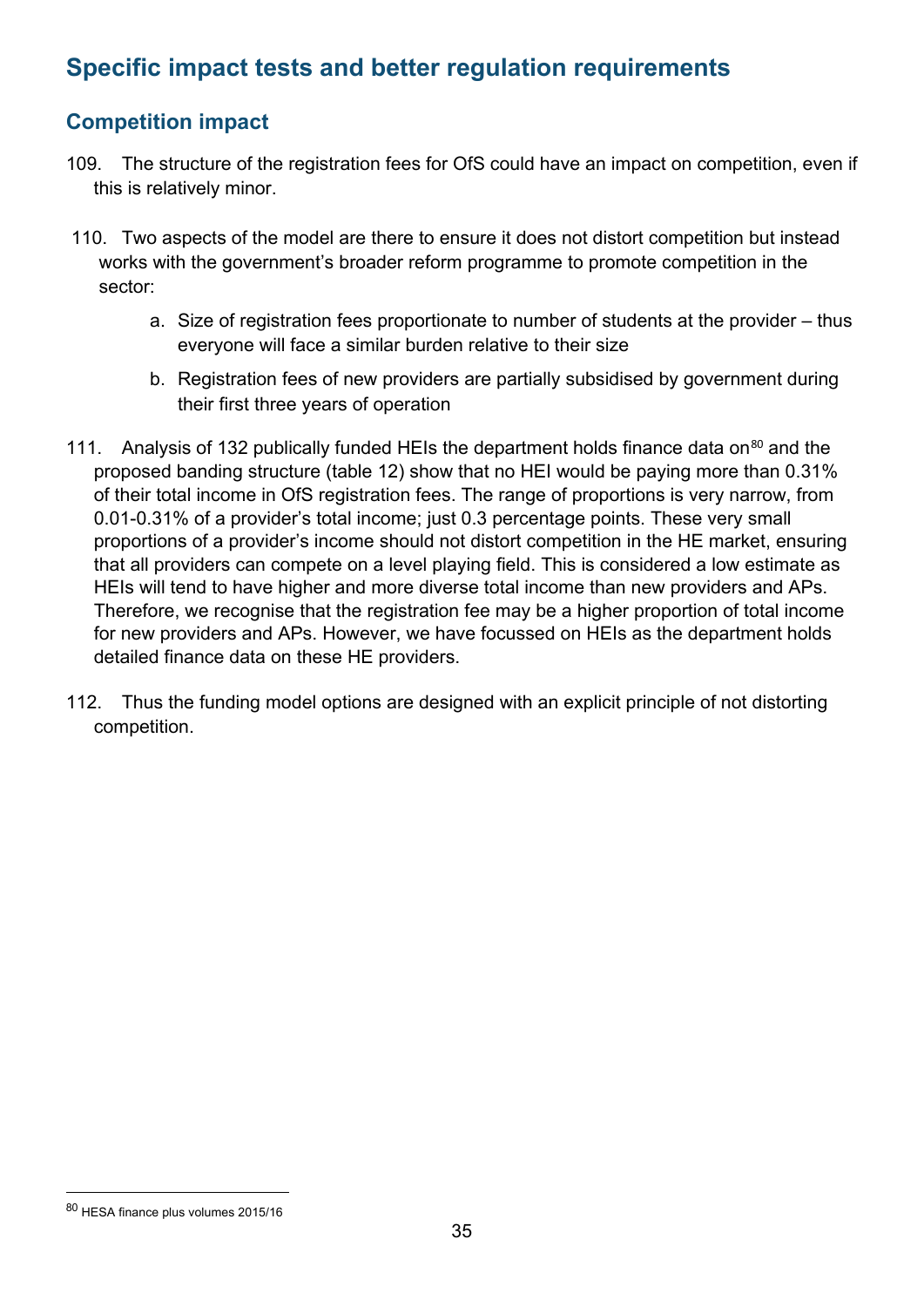## Specific impact tests and better regulation requirements

### Competition impact

109. The structure of the registration fees for OfS could have an impact on competition, even if this is relatively minor.

110. Two aspects of the model are there to ensure it does not distort competition but instead works with the government's broader reform programme to promote competition in the sector:

    a. Size of registration fees proportionate to number of students at the provider – thus everyone will face a similar burden relative to their size

    b. Registration fees of new providers are partially subsidised by government during their first three years of operation

111. Analysis of 132 publically funded HEIs the department holds finance data on[80] and the proposed banding structure (table 12) show that no HEI would be paying more than 0.31% of their total income in OfS registration fees. The range of proportions is very narrow, from 0.01-0.31% of a provider's total income; just 0.3 percentage points. These very small proportions of a provider's income should not distort competition in the HE market, ensuring that all providers can compete on a level playing field. This is considered a low estimate as HEIs will tend to have higher and more diverse total income than new providers and APs. Therefore, we recognise that the registration fee may be a higher proportion of total income for new providers and APs. However, we have focussed on HEIs as the department holds detailed finance data on these HE providers.

112. Thus the funding model options are designed with an explicit principle of not distorting competition.

[80] HESA finance plus volumes 2015/16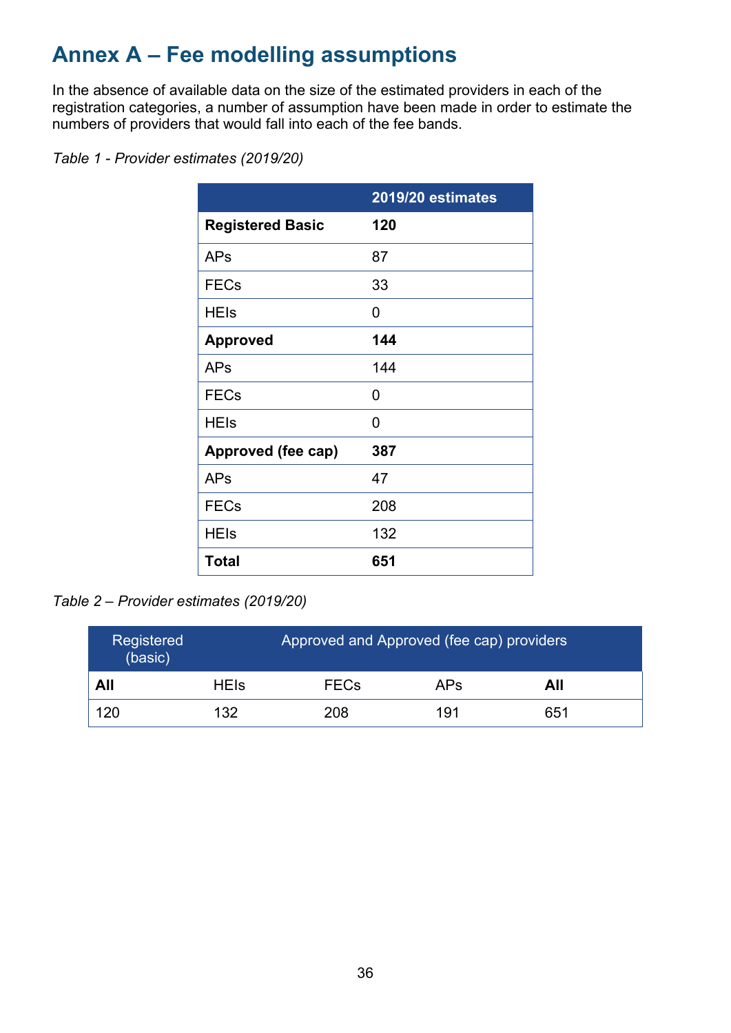# Annex A – Fee modelling assumptions

In the absence of available data on the size of the estimated providers in each of the registration categories, a number of assumption have been made in order to estimate the numbers of providers that would fall into each of the fee bands.

*Table 1 - Provider estimates (2019/20)*

| | 2019/20 estimates |
|---|---|
| **Registered Basic** | **120** |
| APs | 87 |
| FECs | 33 |
| HEIs | 0 |
| **Approved** | **144** |
| APs | 144 |
| FECs | 0 |
| HEIs | 0 |
| **Approved (fee cap)** | **387** |
| APs | 47 |
| FECs | 208 |
| HEIs | 132 |
| **Total** | **651** |

*Table 2 – Provider estimates (2019/20)*

| Registered (basic) | Approved and Approved (fee cap) providers | | | |
|---|---|---|---|---|
| **All** | HEIs | FECs | APs | **All** |
| 120 | 132 | 208 | 191 | 651 |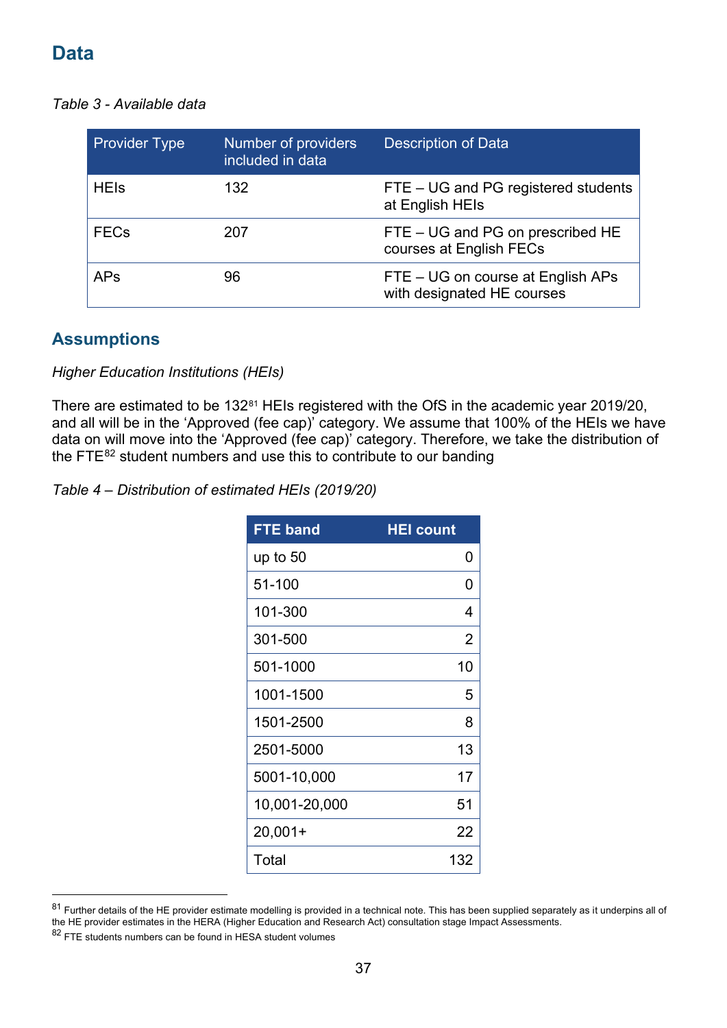## Data

*Table 3 - Available data*

| Provider Type | Number of providers included in data | Description of Data |
| --- | --- | --- |
| HEIs | 132 | FTE – UG and PG registered students at English HEIs |
| FECs | 207 | FTE – UG and PG on prescribed HE courses at English FECs |
| APs | 96 | FTE – UG on course at English APs with designated HE courses |

## Assumptions

*Higher Education Institutions (HEIs)*

There are estimated to be 132[81] HEIs registered with the OfS in the academic year 2019/20, and all will be in the 'Approved (fee cap)' category. We assume that 100% of the HEIs we have data on will move into the 'Approved (fee cap)' category. Therefore, we take the distribution of the FTE[82] student numbers and use this to contribute to our banding

*Table 4 – Distribution of estimated HEIs (2019/20)*

| FTE band | HEI count |
| --- | --- |
| up to 50 | 0 |
| 51-100 | 0 |
| 101-300 | 4 |
| 301-500 | 2 |
| 501-1000 | 10 |
| 1001-1500 | 5 |
| 1501-2500 | 8 |
| 2501-5000 | 13 |
| 5001-10,000 | 17 |
| 10,001-20,000 | 51 |
| 20,001+ | 22 |
| Total | 132 |

[81] Further details of the HE provider estimate modelling is provided in a technical note. This has been supplied separately as it underpins all of the HE provider estimates in the HERA (Higher Education and Research Act) consultation stage Impact Assessments.

[82] FTE students numbers can be found in HESA student volumes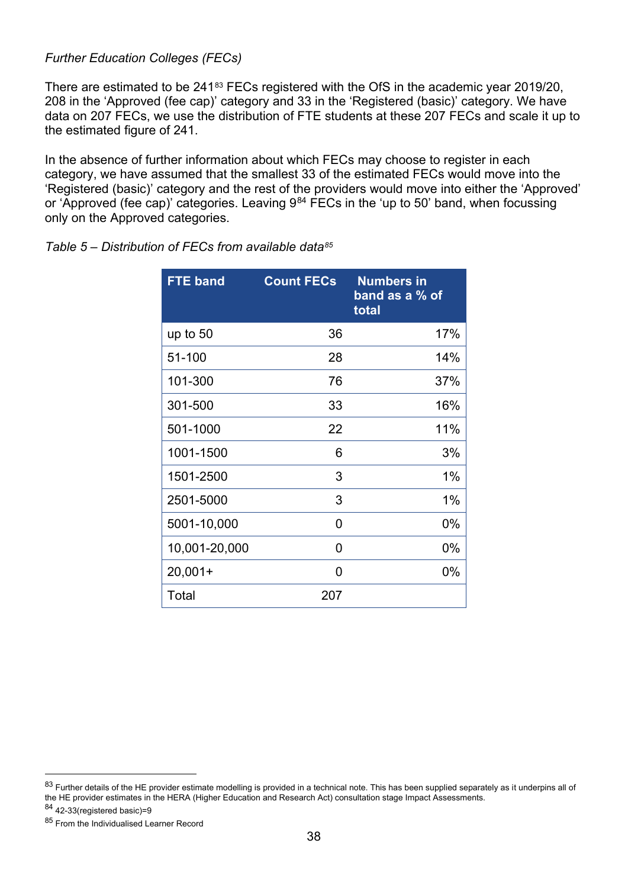*Further Education Colleges (FECs)*

There are estimated to be 241[83] FECs registered with the OfS in the academic year 2019/20, 208 in the 'Approved (fee cap)' category and 33 in the 'Registered (basic)' category. We have data on 207 FECs, we use the distribution of FTE students at these 207 FECs and scale it up to the estimated figure of 241.

In the absence of further information about which FECs may choose to register in each category, we have assumed that the smallest 33 of the estimated FECs would move into the 'Registered (basic)' category and the rest of the providers would move into either the 'Approved' or 'Approved (fee cap)' categories. Leaving 9[84] FECs in the 'up to 50' band, when focussing only on the Approved categories.

*Table 5 – Distribution of FECs from available data*[85]

| FTE band | Count FECs | Numbers in band as a % of total |
|---|---|---|
| up to 50 | 36 | 17% |
| 51-100 | 28 | 14% |
| 101-300 | 76 | 37% |
| 301-500 | 33 | 16% |
| 501-1000 | 22 | 11% |
| 1001-1500 | 6 | 3% |
| 1501-2500 | 3 | 1% |
| 2501-5000 | 3 | 1% |
| 5001-10,000 | 0 | 0% |
| 10,001-20,000 | 0 | 0% |
| 20,001+ | 0 | 0% |
| Total | 207 | |

[83] Further details of the HE provider estimate modelling is provided in a technical note. This has been supplied separately as it underpins all of the HE provider estimates in the HERA (Higher Education and Research Act) consultation stage Impact Assessments.

[84] 42-33(registered basic)=9

[85] From the Individualised Learner Record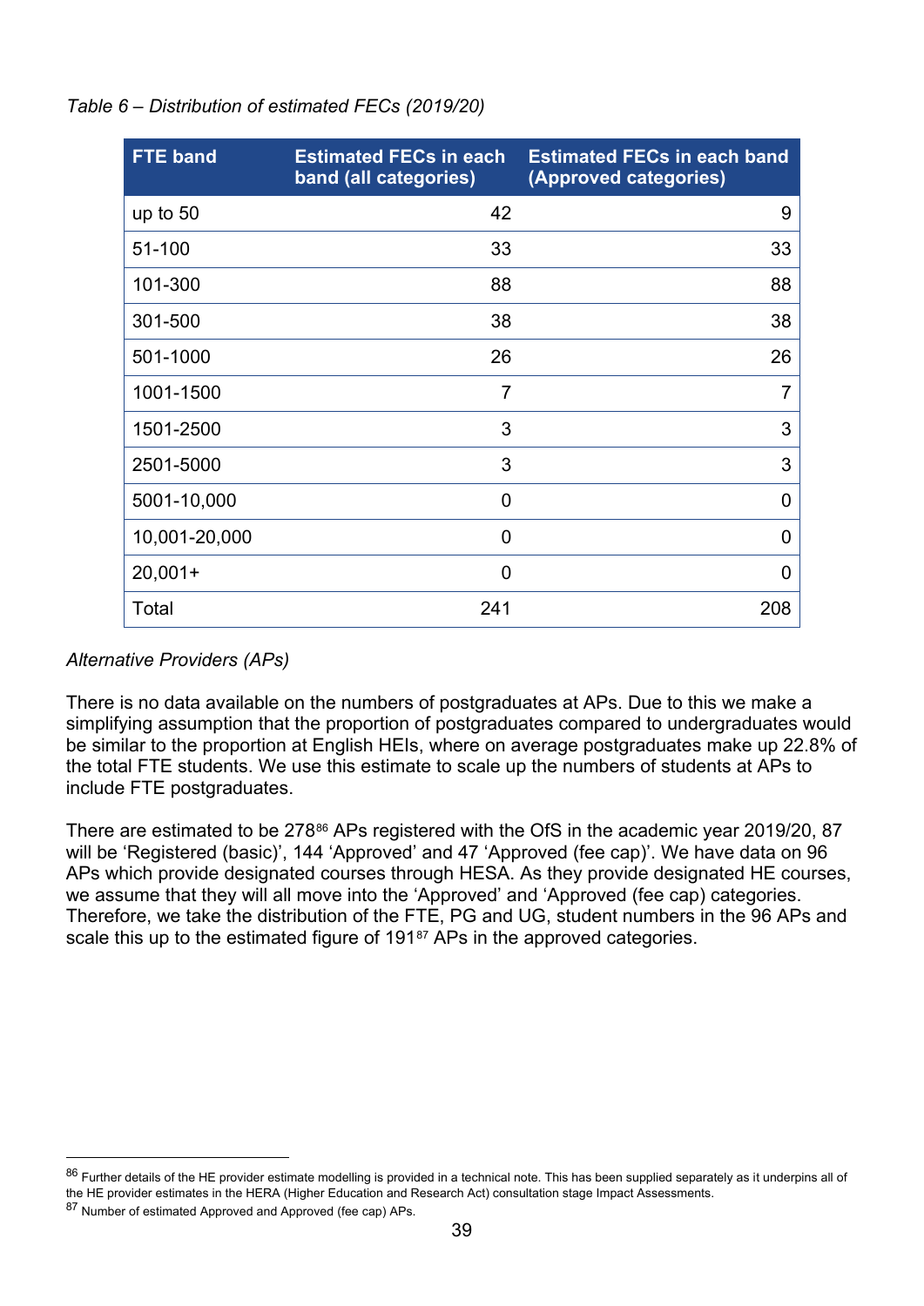*Table 6 – Distribution of estimated FECs (2019/20)*

| FTE band | Estimated FECs in each band (all categories) | Estimated FECs in each band (Approved categories) |
|---|---|---|
| up to 50 | 42 | 9 |
| 51-100 | 33 | 33 |
| 101-300 | 88 | 88 |
| 301-500 | 38 | 38 |
| 501-1000 | 26 | 26 |
| 1001-1500 | 7 | 7 |
| 1501-2500 | 3 | 3 |
| 2501-5000 | 3 | 3 |
| 5001-10,000 | 0 | 0 |
| 10,001-20,000 | 0 | 0 |
| 20,001+ | 0 | 0 |
| Total | 241 | 208 |

*Alternative Providers (APs)*

There is no data available on the numbers of postgraduates at APs. Due to this we make a simplifying assumption that the proportion of postgraduates compared to undergraduates would be similar to the proportion at English HEIs, where on average postgraduates make up 22.8% of the total FTE students. We use this estimate to scale up the numbers of students at APs to include FTE postgraduates.

There are estimated to be 278[86] APs registered with the OfS in the academic year 2019/20, 87 will be 'Registered (basic)', 144 'Approved' and 47 'Approved (fee cap)'. We have data on 96 APs which provide designated courses through HESA. As they provide designated HE courses, we assume that they will all move into the 'Approved' and 'Approved (fee cap) categories. Therefore, we take the distribution of the FTE, PG and UG, student numbers in the 96 APs and scale this up to the estimated figure of 191[87] APs in the approved categories.

[86] Further details of the HE provider estimate modelling is provided in a technical note. This has been supplied separately as it underpins all of the HE provider estimates in the HERA (Higher Education and Research Act) consultation stage Impact Assessments.

[87] Number of estimated Approved and Approved (fee cap) APs.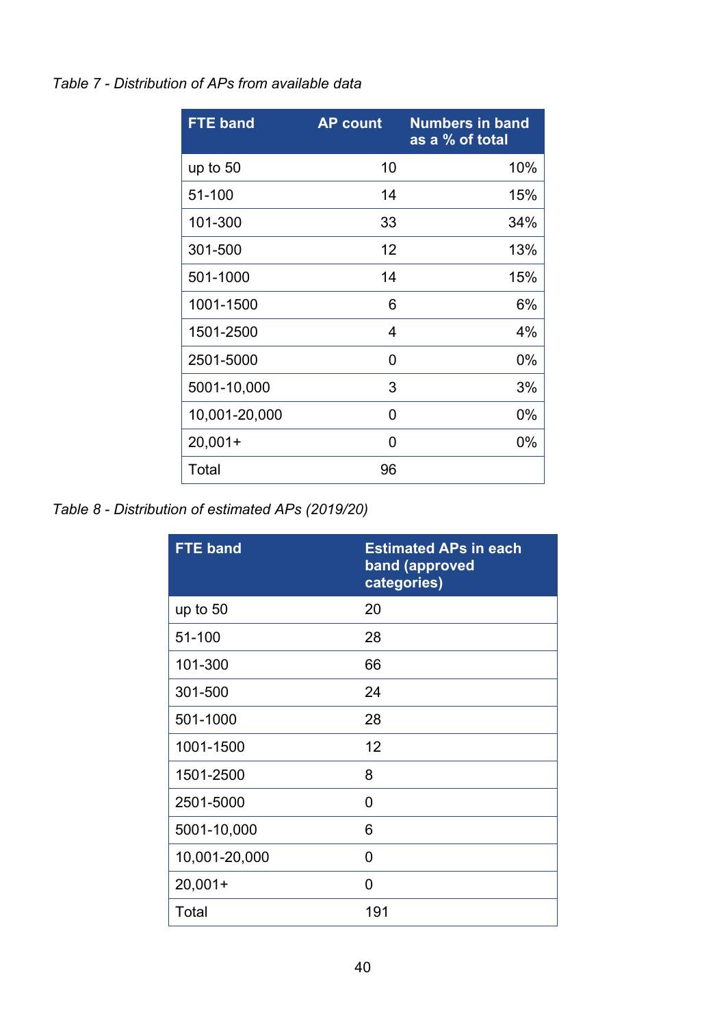*Table 7 - Distribution of APs from available data*

| FTE band | AP count | Numbers in band as a % of total |
|---|---|---|
| up to 50 | 10 | 10% |
| 51-100 | 14 | 15% |
| 101-300 | 33 | 34% |
| 301-500 | 12 | 13% |
| 501-1000 | 14 | 15% |
| 1001-1500 | 6 | 6% |
| 1501-2500 | 4 | 4% |
| 2501-5000 | 0 | 0% |
| 5001-10,000 | 3 | 3% |
| 10,001-20,000 | 0 | 0% |
| 20,001+ | 0 | 0% |
| Total | 96 | |

*Table 8 - Distribution of estimated APs (2019/20)*

| FTE band | Estimated APs in each band (approved categories) |
|---|---|
| up to 50 | 20 |
| 51-100 | 28 |
| 101-300 | 66 |
| 301-500 | 24 |
| 501-1000 | 28 |
| 1001-1500 | 12 |
| 1501-2500 | 8 |
| 2501-5000 | 0 |
| 5001-10,000 | 6 |
| 10,001-20,000 | 0 |
| 20,001+ | 0 |
| Total | 191 |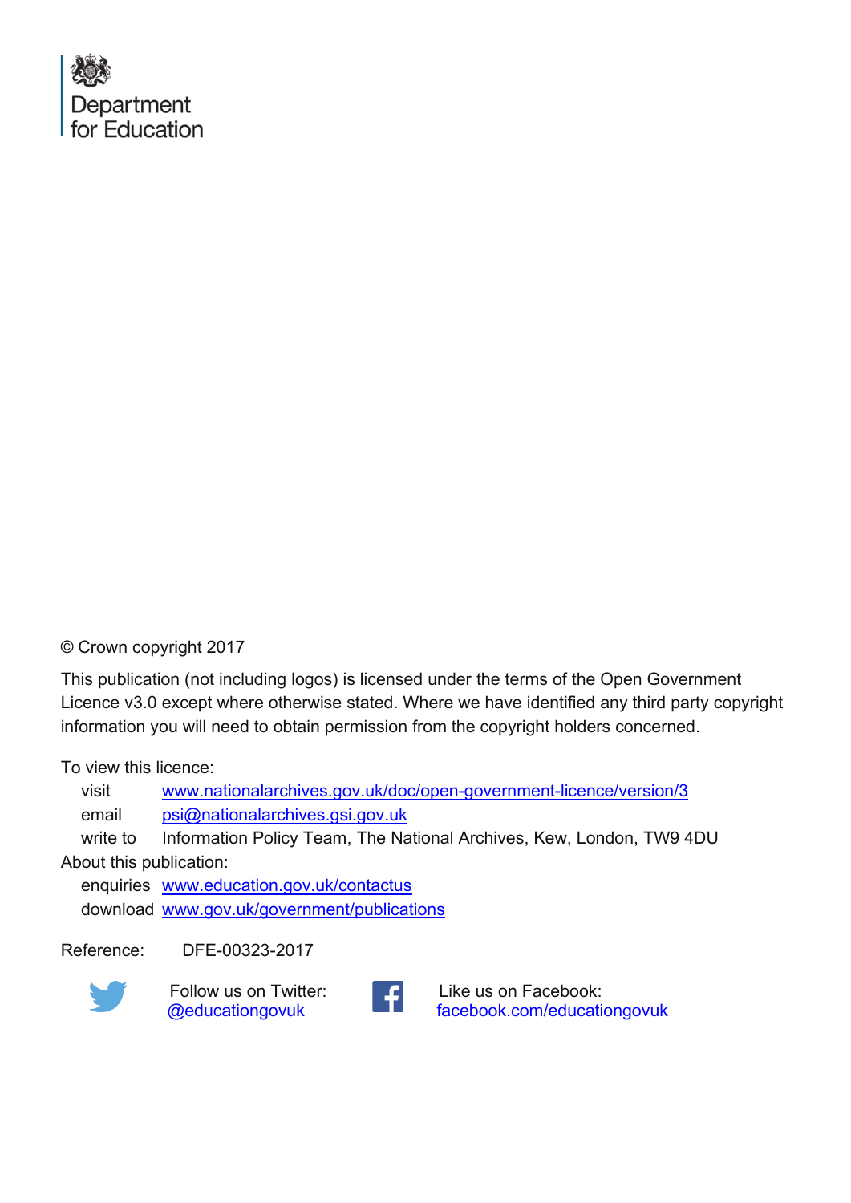Department for Education

© Crown copyright 2017

This publication (not including logos) is licensed under the terms of the Open Government Licence v3.0 except where otherwise stated. Where we have identified any third party copyright information you will need to obtain permission from the copyright holders concerned.

To view this licence:

- visit www.nationalarchives.gov.uk/doc/open-government-licence/version/3
- email psi@nationalarchives.gsi.gov.uk
- write to Information Policy Team, The National Archives, Kew, London, TW9 4DU

About this publication:

- enquiries www.education.gov.uk/contactus
- download www.gov.uk/government/publications

Reference: DFE-00323-2017

Follow us on Twitter: @educationgovuk

Like us on Facebook: facebook.com/educationgovuk